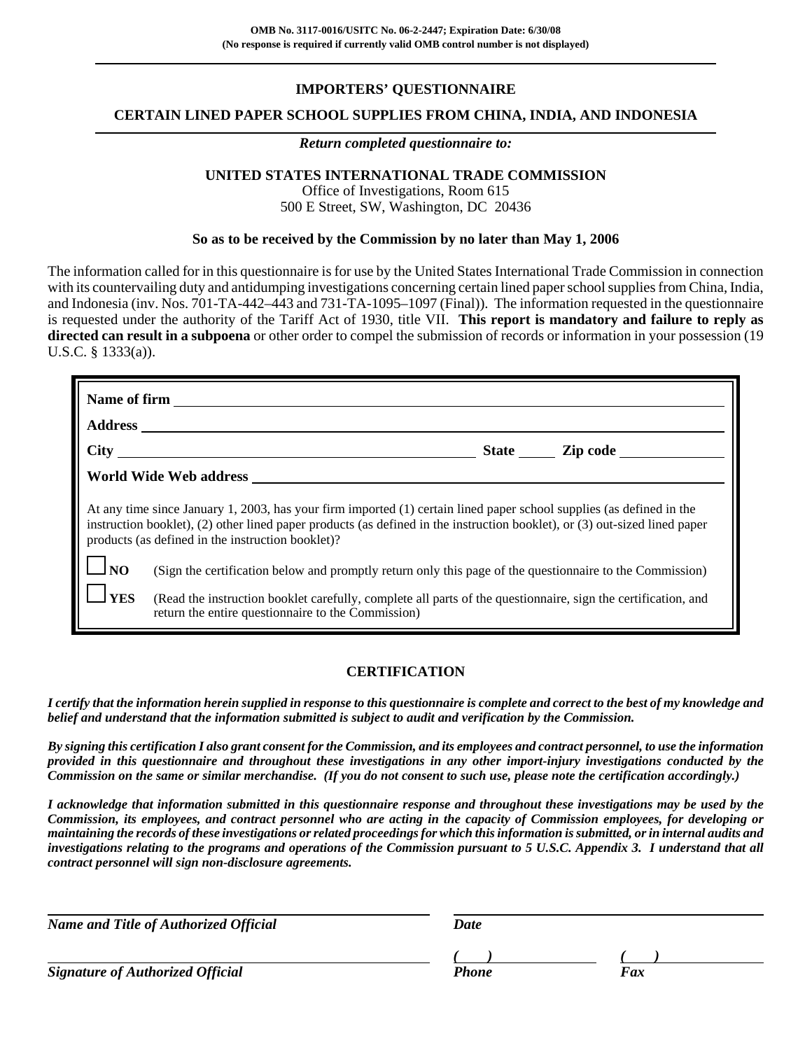**OMB No. 3117-0016/USITC No. 06-2-2447; Expiration Date: 6/30/08**
**(No response is required if currently valid OMB control number is not displayed)**

# IMPORTERS' QUESTIONNAIRE

## CERTAIN LINED PAPER SCHOOL SUPPLIES FROM CHINA, INDIA, AND INDONESIA

***Return completed questionnaire to:***

**UNITED STATES INTERNATIONAL TRADE COMMISSION**
Office of Investigations, Room 615
500 E Street, SW, Washington, DC 20436

**So as to be received by the Commission by no later than May 1, 2006**

The information called for in this questionnaire is for use by the United States International Trade Commission in connection with its countervailing duty and antidumping investigations concerning certain lined paper school supplies from China, India, and Indonesia (inv. Nos. 701-TA-442–443 and 731-TA-1095–1097 (Final)). The information requested in the questionnaire is requested under the authority of the Tariff Act of 1930, title VII. **This report is mandatory and failure to reply as directed can result in a subpoena** or other order to compel the submission of records or information in your possession (19 U.S.C. § 1333(a)).

**Name of firm** ______________________________

**Address** ______________________________

**City** ______________________ **State** _____ **Zip code** ____________

**World Wide Web address** ______________________________

At any time since January 1, 2003, has your firm imported (1) certain lined paper school supplies (as defined in the instruction booklet), (2) other lined paper products (as defined in the instruction booklet), or (3) out-sized lined paper products (as defined in the instruction booklet)?

☐ **NO** (Sign the certification below and promptly return only this page of the questionnaire to the Commission)

☐ **YES** (Read the instruction booklet carefully, complete all parts of the questionnaire, sign the certification, and return the entire questionnaire to the Commission)

## CERTIFICATION

***I certify that the information herein supplied in response to this questionnaire is complete and correct to the best of my knowledge and belief and understand that the information submitted is subject to audit and verification by the Commission.***

***By signing this certification I also grant consent for the Commission, and its employees and contract personnel, to use the information provided in this questionnaire and throughout these investigations in any other import-injury investigations conducted by the Commission on the same or similar merchandise. (If you do not consent to such use, please note the certification accordingly.)***

***I acknowledge that information submitted in this questionnaire response and throughout these investigations may be used by the Commission, its employees, and contract personnel who are acting in the capacity of Commission employees, for developing or maintaining the records of these investigations or related proceedings for which this information is submitted, or in internal audits and investigations relating to the programs and operations of the Commission pursuant to 5 U.S.C. Appendix 3. I understand that all contract personnel will sign non-disclosure agreements.***

______________________________ ______________________________
***Name and Title of Authorized Official*** ***Date***

______________________________ ***(    )*** ____________ ***(    )*** ____________
***Signature of Authorized Official*** ***Phone*** ***Fax***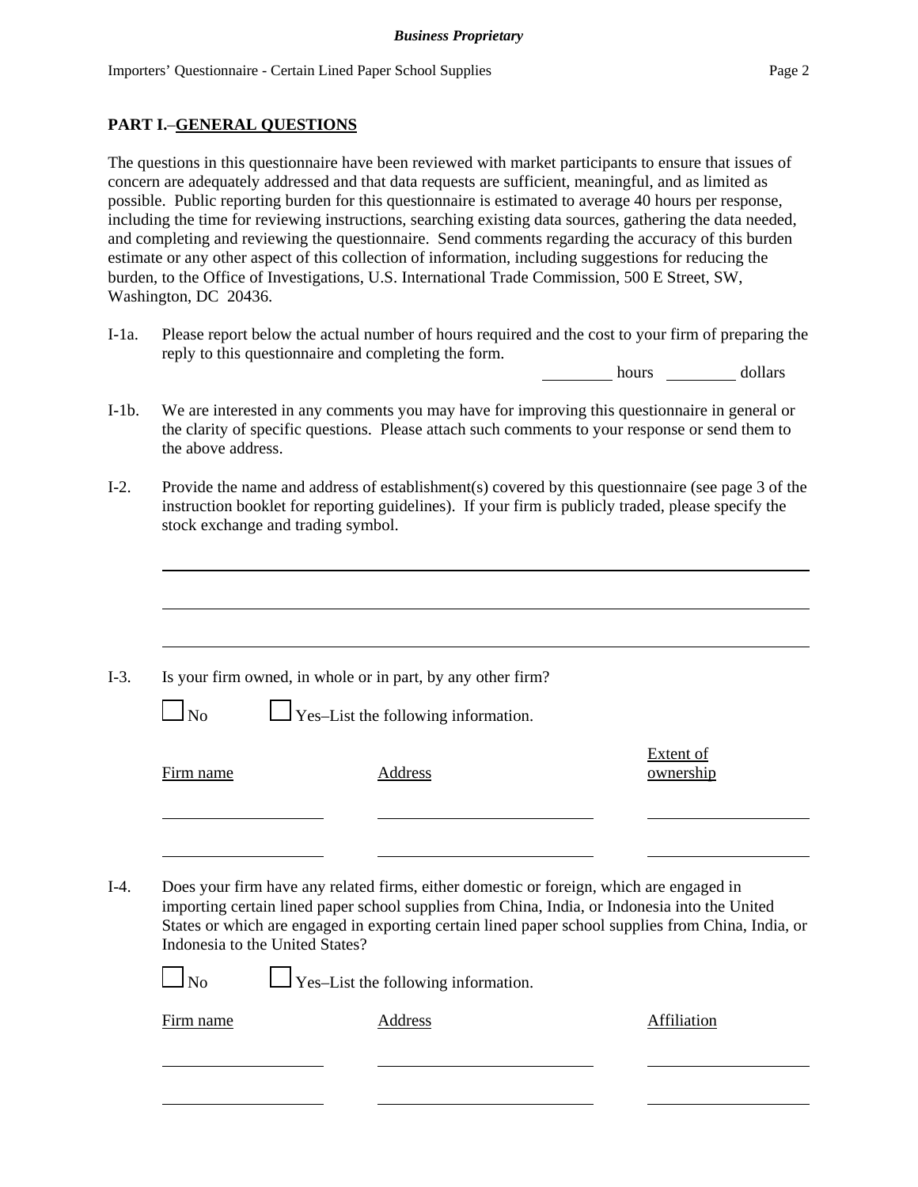## PART I.–GENERAL QUESTIONS

The questions in this questionnaire have been reviewed with market participants to ensure that issues of concern are adequately addressed and that data requests are sufficient, meaningful, and as limited as possible. Public reporting burden for this questionnaire is estimated to average 40 hours per response, including the time for reviewing instructions, searching existing data sources, gathering the data needed, and completing and reviewing the questionnaire. Send comments regarding the accuracy of this burden estimate or any other aspect of this collection of information, including suggestions for reducing the burden, to the Office of Investigations, U.S. International Trade Commission, 500 E Street, SW, Washington, DC 20436.

I-1a. Please report below the actual number of hours required and the cost to your firm of preparing the reply to this questionnaire and completing the form.

_________ hours _________ dollars

I-1b. We are interested in any comments you may have for improving this questionnaire in general or the clarity of specific questions. Please attach such comments to your response or send them to the above address.

I-2. Provide the name and address of establishment(s) covered by this questionnaire (see page 3 of the instruction booklet for reporting guidelines). If your firm is publicly traded, please specify the stock exchange and trading symbol.

_______________________________________________

_______________________________________________

_______________________________________________

I-3. Is your firm owned, in whole or in part, by any other firm?

☐ No ☐ Yes–List the following information.

| Firm name | Address | Extent of ownership |
|---|---|---|
| | | |
| | | |

I-4. Does your firm have any related firms, either domestic or foreign, which are engaged in importing certain lined paper school supplies from China, India, or Indonesia into the United States or which are engaged in exporting certain lined paper school supplies from China, India, or Indonesia to the United States?

☐ No ☐ Yes–List the following information.

| Firm name | Address | Affiliation |
|---|---|---|
| | | |
| | | |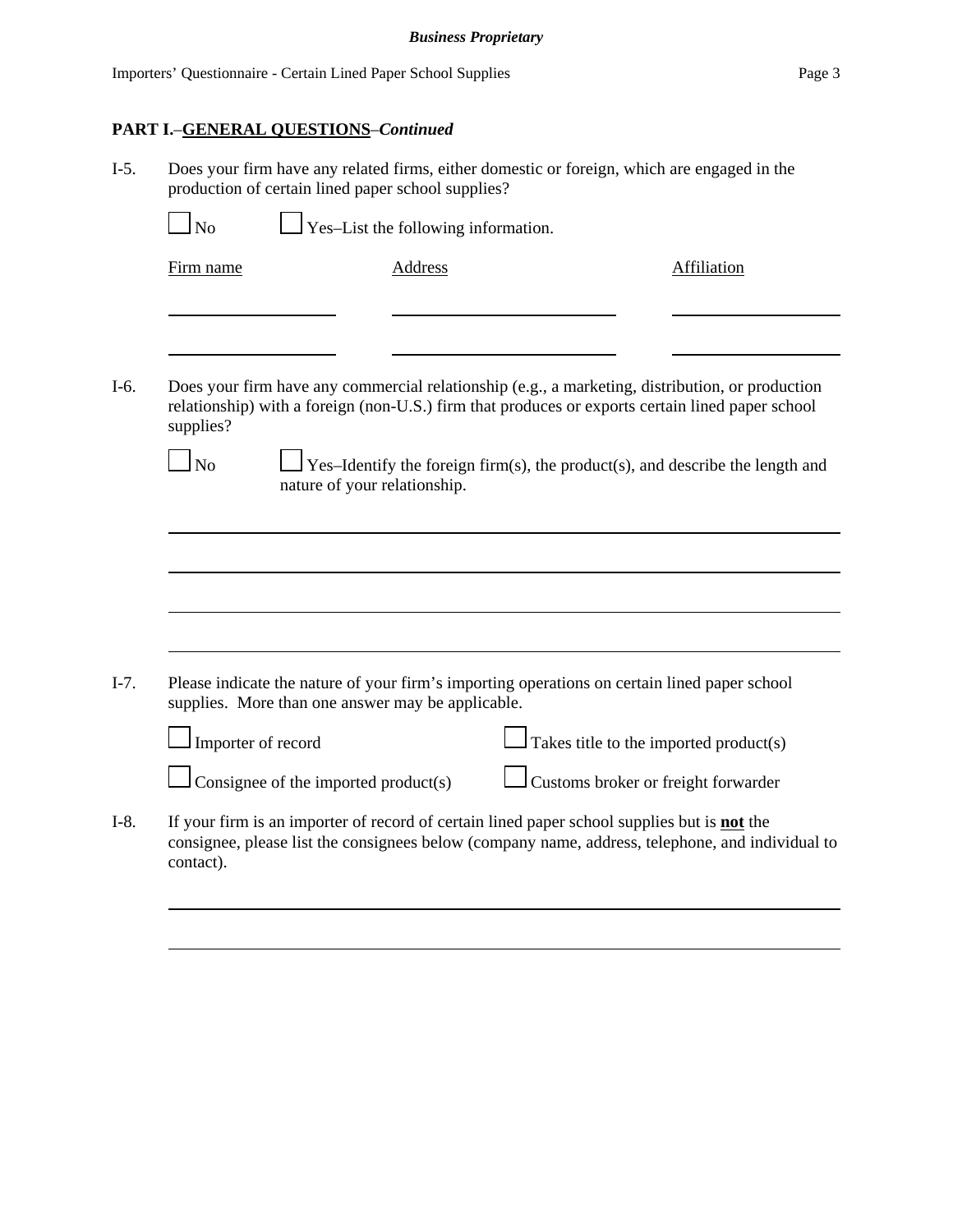**PART I.–GENERAL QUESTIONS**–*Continued*

I-5. Does your firm have any related firms, either domestic or foreign, which are engaged in the production of certain lined paper school supplies?

☐ No ☐ Yes–List the following information.

| Firm name | Address | Affiliation |
| --- | --- | --- |
| | | |
| | | |

I-6. Does your firm have any commercial relationship (e.g., a marketing, distribution, or production relationship) with a foreign (non-U.S.) firm that produces or exports certain lined paper school supplies?

☐ No ☐ Yes–Identify the foreign firm(s), the product(s), and describe the length and nature of your relationship.

I-7. Please indicate the nature of your firm's importing operations on certain lined paper school supplies. More than one answer may be applicable.

☐ Importer of record ☐ Takes title to the imported product(s)

☐ Consignee of the imported product(s) ☐ Customs broker or freight forwarder

I-8. If your firm is an importer of record of certain lined paper school supplies but is **not** the consignee, please list the consignees below (company name, address, telephone, and individual to contact).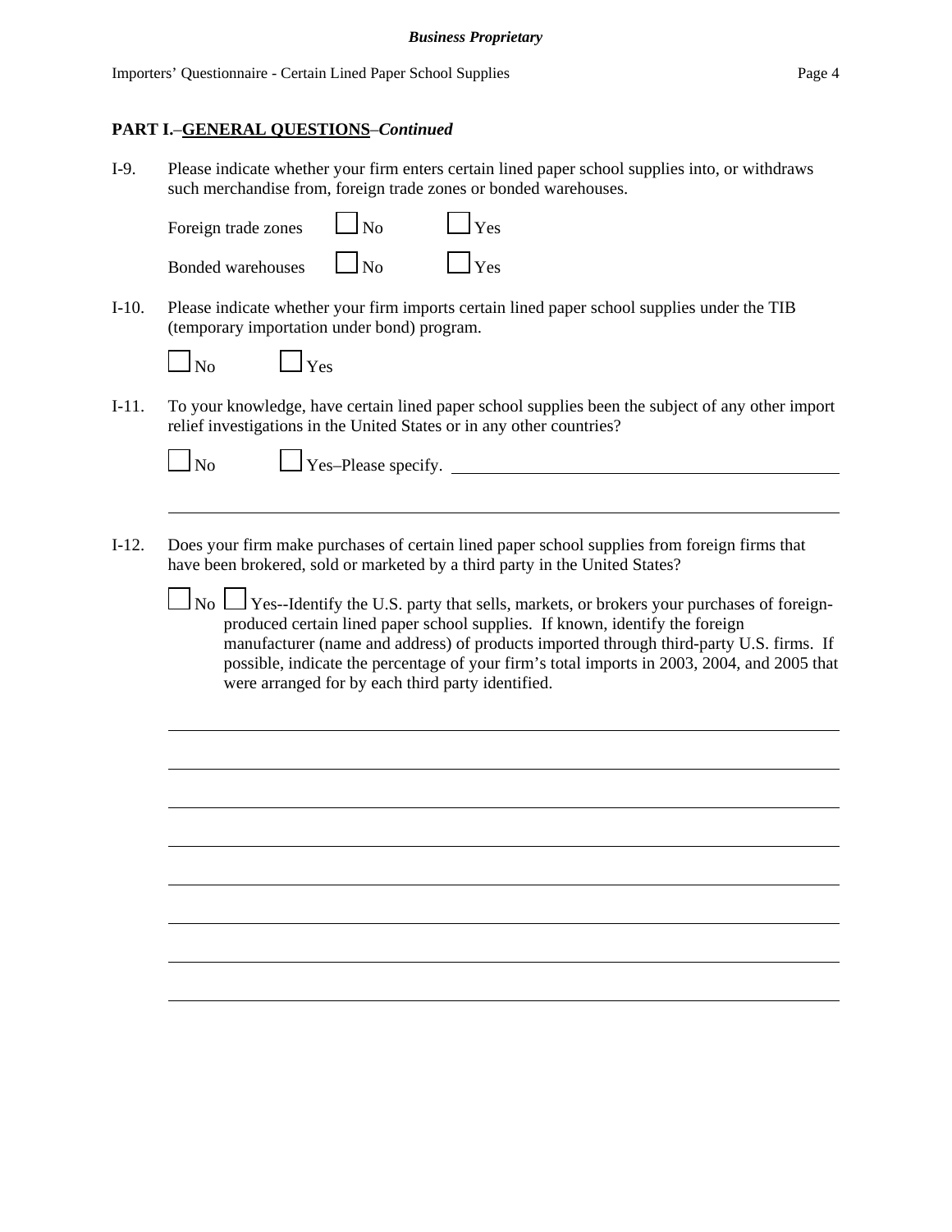**PART I.–GENERAL QUESTIONS**–*Continued*

I-9. Please indicate whether your firm enters certain lined paper school supplies into, or withdraws such merchandise from, foreign trade zones or bonded warehouses.

Foreign trade zones ☐ No ☐ Yes

Bonded warehouses ☐ No ☐ Yes

I-10. Please indicate whether your firm imports certain lined paper school supplies under the TIB (temporary importation under bond) program.

☐ No ☐ Yes

I-11. To your knowledge, have certain lined paper school supplies been the subject of any other import relief investigations in the United States or in any other countries?

☐ No ☐ Yes–Please specify. ______________________________________________

______________________________________________________________________

I-12. Does your firm make purchases of certain lined paper school supplies from foreign firms that have been brokered, sold or marketed by a third party in the United States?

☐ No ☐ Yes--Identify the U.S. party that sells, markets, or brokers your purchases of foreign-produced certain lined paper school supplies. If known, identify the foreign manufacturer (name and address) of products imported through third-party U.S. firms. If possible, indicate the percentage of your firm's total imports in 2003, 2004, and 2005 that were arranged for by each third party identified.

______________________________________________________________________

______________________________________________________________________

______________________________________________________________________

______________________________________________________________________

______________________________________________________________________

______________________________________________________________________

______________________________________________________________________

______________________________________________________________________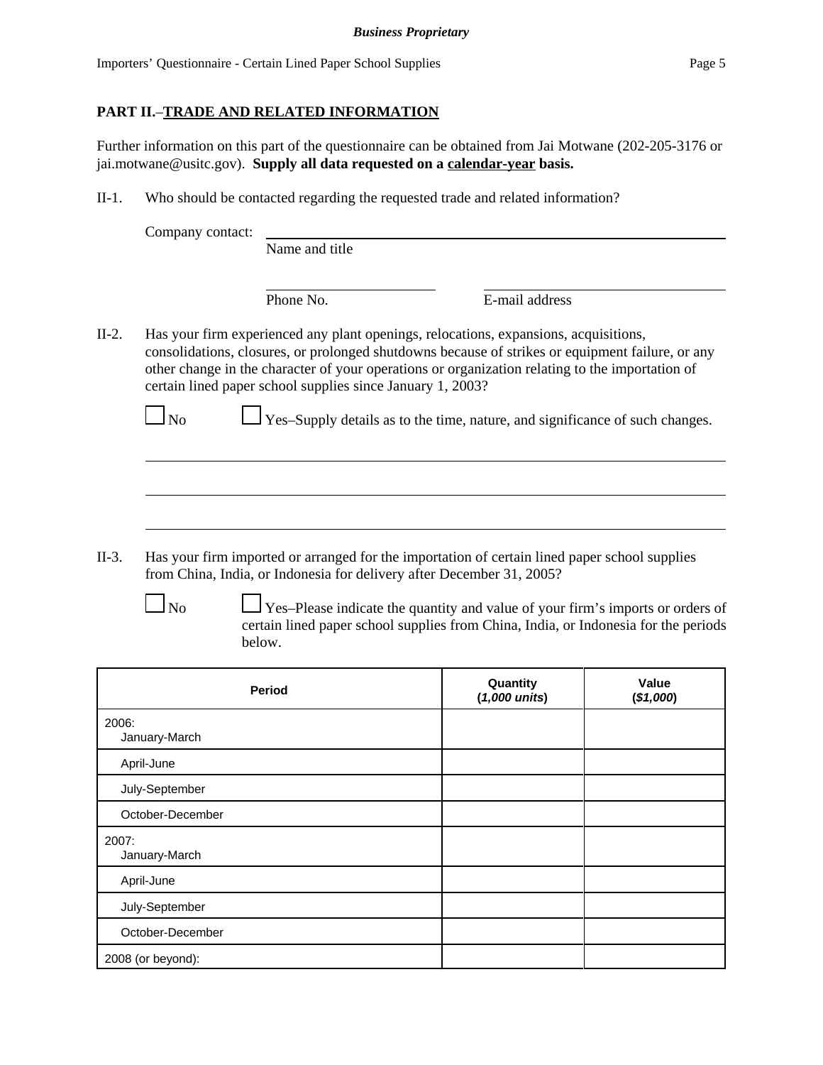## PART II.–TRADE AND RELATED INFORMATION

Further information on this part of the questionnaire can be obtained from Jai Motwane (202-205-3176 or jai.motwane@usitc.gov). **Supply all data requested on a calendar-year basis.**

II-1. Who should be contacted regarding the requested trade and related information?

Company contact: ______________________________
Name and title

______________________ ______________________
Phone No. E-mail address

II-2. Has your firm experienced any plant openings, relocations, expansions, acquisitions, consolidations, closures, or prolonged shutdowns because of strikes or equipment failure, or any other change in the character of your operations or organization relating to the importation of certain lined paper school supplies since January 1, 2003?

☐ No ☐ Yes–Supply details as to the time, nature, and significance of such changes.

______________________________________________

______________________________________________

______________________________________________

II-3. Has your firm imported or arranged for the importation of certain lined paper school supplies from China, India, or Indonesia for delivery after December 31, 2005?

☐ No ☐ Yes–Please indicate the quantity and value of your firm's imports or orders of certain lined paper school supplies from China, India, or Indonesia for the periods below.

| Period | Quantity (*1,000 units*) | Value (*$1,000*) |
|---|---|---|
| 2006: January-March | | |
| April-June | | |
| July-September | | |
| October-December | | |
| 2007: January-March | | |
| April-June | | |
| July-September | | |
| October-December | | |
| 2008 (or beyond): | | |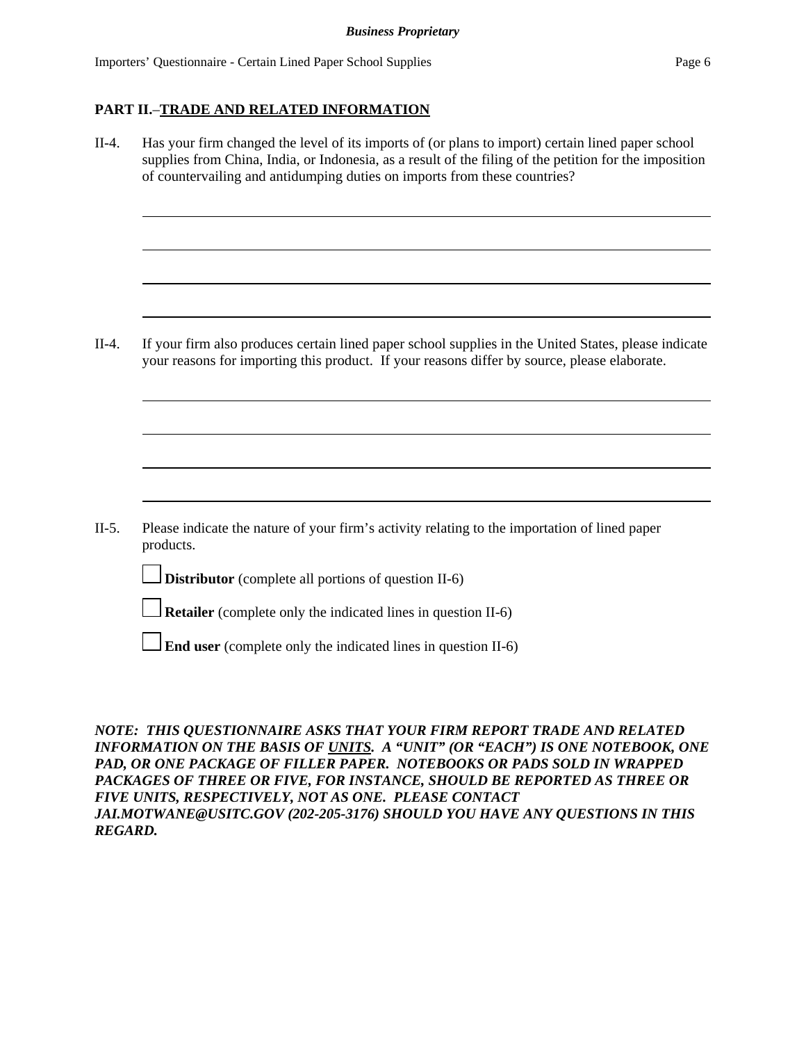**PART II.–TRADE AND RELATED INFORMATION**

II-4. Has your firm changed the level of its imports of (or plans to import) certain lined paper school supplies from China, India, or Indonesia, as a result of the filing of the petition for the imposition of countervailing and antidumping duties on imports from these countries?

II-4. If your firm also produces certain lined paper school supplies in the United States, please indicate your reasons for importing this product. If your reasons differ by source, please elaborate.

II-5. Please indicate the nature of your firm's activity relating to the importation of lined paper products.

☐ **Distributor** (complete all portions of question II-6)

☐ **Retailer** (complete only the indicated lines in question II-6)

☐ **End user** (complete only the indicated lines in question II-6)

***NOTE: THIS QUESTIONNAIRE ASKS THAT YOUR FIRM REPORT TRADE AND RELATED INFORMATION ON THE BASIS OF UNITS. A "UNIT" (OR "EACH") IS ONE NOTEBOOK, ONE PAD, OR ONE PACKAGE OF FILLER PAPER. NOTEBOOKS OR PADS SOLD IN WRAPPED PACKAGES OF THREE OR FIVE, FOR INSTANCE, SHOULD BE REPORTED AS THREE OR FIVE UNITS, RESPECTIVELY, NOT AS ONE. PLEASE CONTACT JAI.MOTWANE@USITC.GOV (202-205-3176) SHOULD YOU HAVE ANY QUESTIONS IN THIS REGARD.***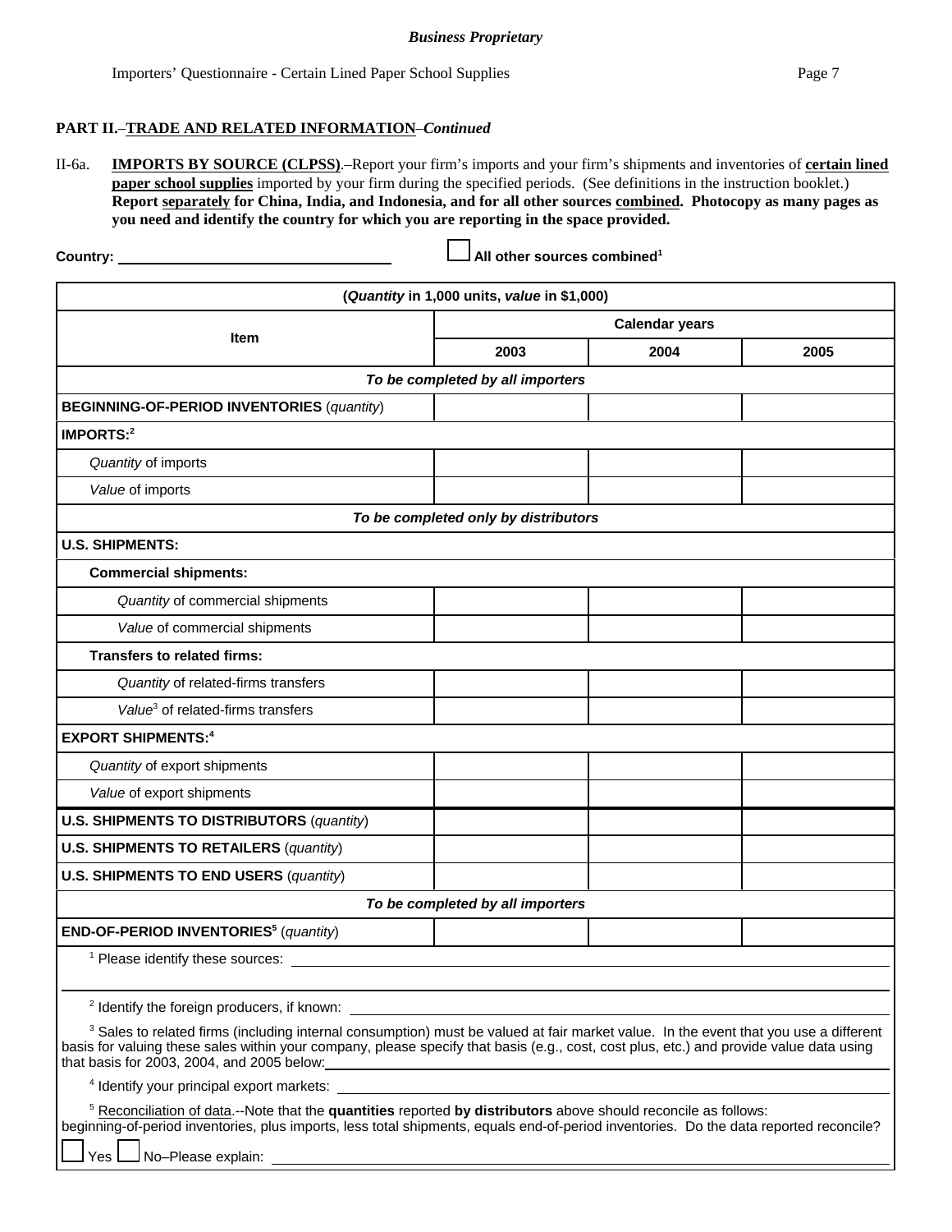**Business Proprietary**

## PART II.–TRADE AND RELATED INFORMATION–*Continued*

II-6a. **IMPORTS BY SOURCE (CLPSS)**.–Report your firm's imports and your firm's shipments and inventories of **certain lined paper school supplies** imported by your firm during the specified periods. (See definitions in the instruction booklet.) **Report separately for China, India, and Indonesia, and for all other sources combined. Photocopy as many pages as you need and identify the country for which you are reporting in the space provided.**

**Country:** ______________________ ☐ **All other sources combined**[1]

| (*Quantity* in 1,000 units, *value* in $1,000) | | | |
|---|---|---|---|
| **Item** | **Calendar years** | | |
| | **2003** | **2004** | **2005** |
| ***To be completed by all importers*** | | | |
| **BEGINNING-OF-PERIOD INVENTORIES** (*quantity*) | | | |
| **IMPORTS:**[2] | | | |
| *Quantity* of imports | | | |
| *Value* of imports | | | |
| ***To be completed only by distributors*** | | | |
| **U.S. SHIPMENTS:** | | | |
| **Commercial shipments:** | | | |
| *Quantity* of commercial shipments | | | |
| *Value* of commercial shipments | | | |
| **Transfers to related firms:** | | | |
| *Quantity* of related-firms transfers | | | |
| *Value*[3] of related-firms transfers | | | |
| **EXPORT SHIPMENTS:**[4] | | | |
| *Quantity* of export shipments | | | |
| *Value* of export shipments | | | |
| **U.S. SHIPMENTS TO DISTRIBUTORS** (*quantity*) | | | |
| **U.S. SHIPMENTS TO RETAILERS** (*quantity*) | | | |
| **U.S. SHIPMENTS TO END USERS** (*quantity*) | | | |
| ***To be completed by all importers*** | | | |
| **END-OF-PERIOD INVENTORIES**[5] (*quantity*) | | | |

[1] Please identify these sources: ______________________

[2] Identify the foreign producers, if known: ______________________

[3] Sales to related firms (including internal consumption) must be valued at fair market value. In the event that you use a different basis for valuing these sales within your company, please specify that basis (e.g., cost, cost plus, etc.) and provide value data using that basis for 2003, 2004, and 2005 below: ______________________

[4] Identify your principal export markets: ______________________

[5] Reconciliation of data.--Note that the **quantities** reported **by distributors** above should reconcile as follows: beginning-of-period inventories, plus imports, less total shipments, equals end-of-period inventories. Do the data reported reconcile?

☐ Yes ☐ No–Please explain: ______________________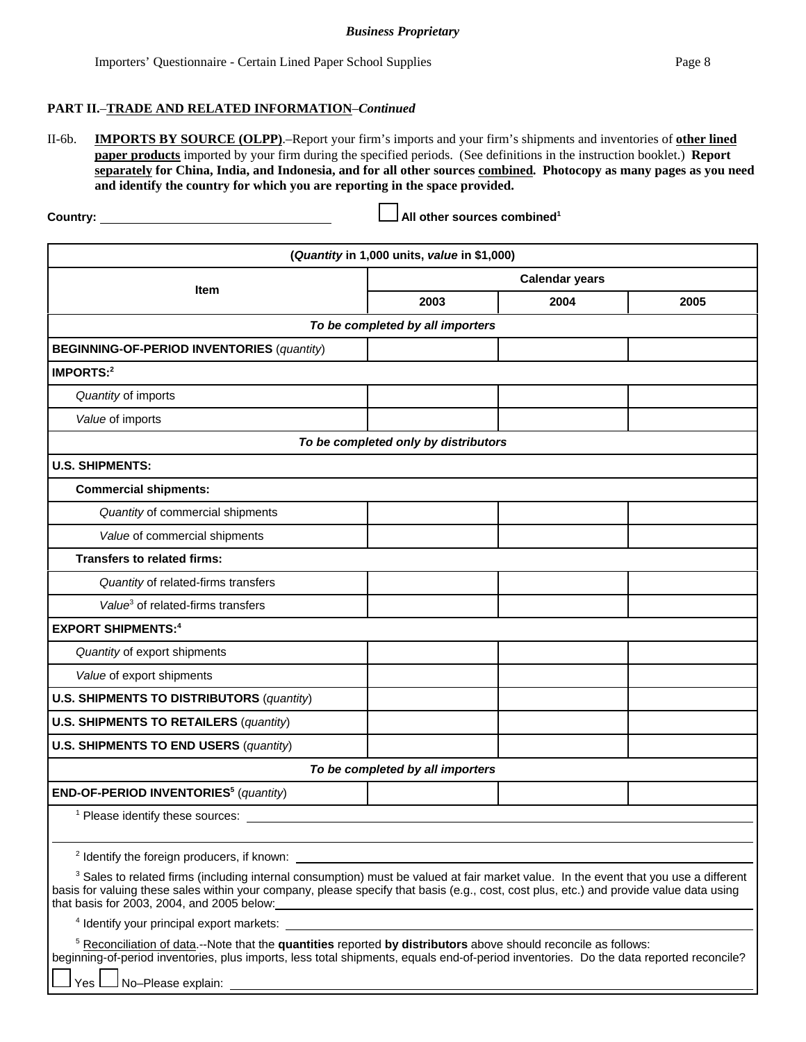*Business Proprietary*

**PART II.–TRADE AND RELATED INFORMATION–*Continued***

II-6b. **IMPORTS BY SOURCE (OLPP)**.–Report your firm's imports and your firm's shipments and inventories of **other lined paper products** imported by your firm during the specified periods. (See definitions in the instruction booklet.) **Report separately for China, India, and Indonesia, and for all other sources combined. Photocopy as many pages as you need and identify the country for which you are reporting in the space provided.**

**Country:** ______________________ ☐ **All other sources combined**[1]

| (*Quantity* in 1,000 units, *value* in $1,000) | | | |
|---|---|---|---|
| Item | Calendar years | | |
| | 2003 | 2004 | 2005 |
| ***To be completed by all importers*** | | | |
| **BEGINNING-OF-PERIOD INVENTORIES** (*quantity*) | | | |
| **IMPORTS:**[2] | | | |
| *Quantity* of imports | | | |
| *Value* of imports | | | |
| ***To be completed only by distributors*** | | | |
| **U.S. SHIPMENTS:** | | | |
| **Commercial shipments:** | | | |
| *Quantity* of commercial shipments | | | |
| *Value* of commercial shipments | | | |
| **Transfers to related firms:** | | | |
| *Quantity* of related-firms transfers | | | |
| *Value*[3] of related-firms transfers | | | |
| **EXPORT SHIPMENTS:**[4] | | | |
| *Quantity* of export shipments | | | |
| *Value* of export shipments | | | |
| **U.S. SHIPMENTS TO DISTRIBUTORS** (*quantity*) | | | |
| **U.S. SHIPMENTS TO RETAILERS** (*quantity*) | | | |
| **U.S. SHIPMENTS TO END USERS** (*quantity*) | | | |
| ***To be completed by all importers*** | | | |
| **END-OF-PERIOD INVENTORIES**[5] (*quantity*) | | | |

[1] Please identify these sources: ______________________

[2] Identify the foreign producers, if known: ______________________

[3] Sales to related firms (including internal consumption) must be valued at fair market value. In the event that you use a different basis for valuing these sales within your company, please specify that basis (e.g., cost, cost plus, etc.) and provide value data using that basis for 2003, 2004, and 2005 below: ______________________

[4] Identify your principal export markets: ______________________

[5] Reconciliation of data.--Note that the **quantities** reported **by distributors** above should reconcile as follows: beginning-of-period inventories, plus imports, less total shipments, equals end-of-period inventories. Do the data reported reconcile?

☐ Yes ☐ No–Please explain: ______________________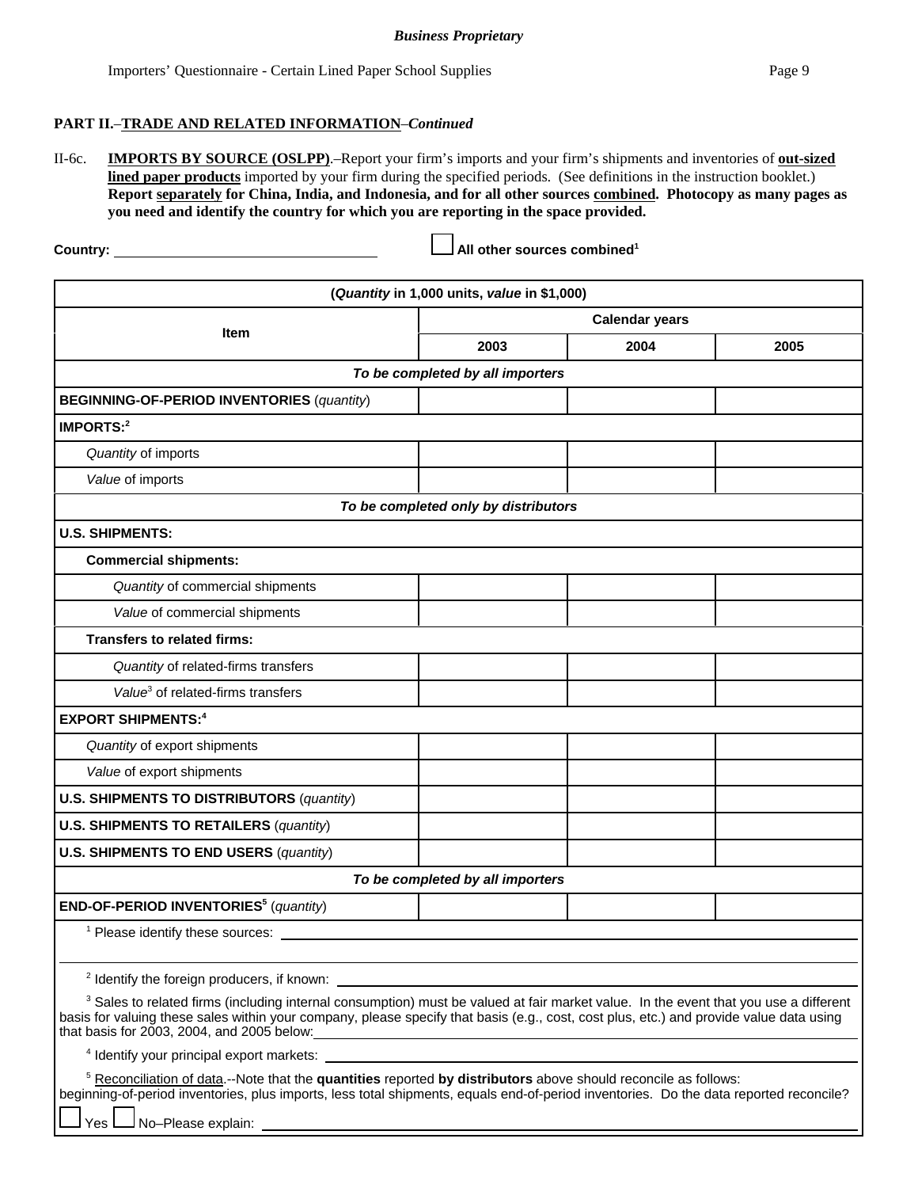**Business Proprietary**

Importers' Questionnaire - Certain Lined Paper School Supplies

**PART II.**–**TRADE AND RELATED INFORMATION**–*Continued*

II-6c. **IMPORTS BY SOURCE (OSLPP)**.–Report your firm's imports and your firm's shipments and inventories of **out-sized lined paper products** imported by your firm during the specified periods. (See definitions in the instruction booklet.) **Report separately for China, India, and Indonesia, and for all other sources combined. Photocopy as many pages as you need and identify the country for which you are reporting in the space provided.**

**Country:** ____________________ ☐ **All other sources combined[1]**

| (*Quantity* in 1,000 units, *value* in $1,000) | | | |
|---|---|---|---|
| **Item** | **Calendar years** | | |
| | **2003** | **2004** | **2005** |
| ***To be completed by all importers*** | | | |
| **BEGINNING-OF-PERIOD INVENTORIES** (*quantity*) | | | |
| **IMPORTS:[2]** | | | |
| *Quantity* of imports | | | |
| *Value* of imports | | | |
| ***To be completed only by distributors*** | | | |
| **U.S. SHIPMENTS:** | | | |
| **Commercial shipments:** | | | |
| *Quantity* of commercial shipments | | | |
| *Value* of commercial shipments | | | |
| **Transfers to related firms:** | | | |
| *Quantity* of related-firms transfers | | | |
| *Value*[3] of related-firms transfers | | | |
| **EXPORT SHIPMENTS:[4]** | | | |
| *Quantity* of export shipments | | | |
| *Value* of export shipments | | | |
| **U.S. SHIPMENTS TO DISTRIBUTORS** (*quantity*) | | | |
| **U.S. SHIPMENTS TO RETAILERS** (*quantity*) | | | |
| **U.S. SHIPMENTS TO END USERS** (*quantity*) | | | |
| ***To be completed by all importers*** | | | |
| **END-OF-PERIOD INVENTORIES[5]** (*quantity*) | | | |

[1] Please identify these sources: ____________________

[2] Identify the foreign producers, if known: ____________________

[3] Sales to related firms (including internal consumption) must be valued at fair market value. In the event that you use a different basis for valuing these sales within your company, please specify that basis (e.g., cost, cost plus, etc.) and provide value data using that basis for 2003, 2004, and 2005 below: ____________________

[4] Identify your principal export markets: ____________________

[5] Reconciliation of data.--Note that the **quantities** reported **by distributors** above should reconcile as follows: beginning-of-period inventories, plus imports, less total shipments, equals end-of-period inventories. Do the data reported reconcile?

☐ Yes ☐ No–Please explain: ____________________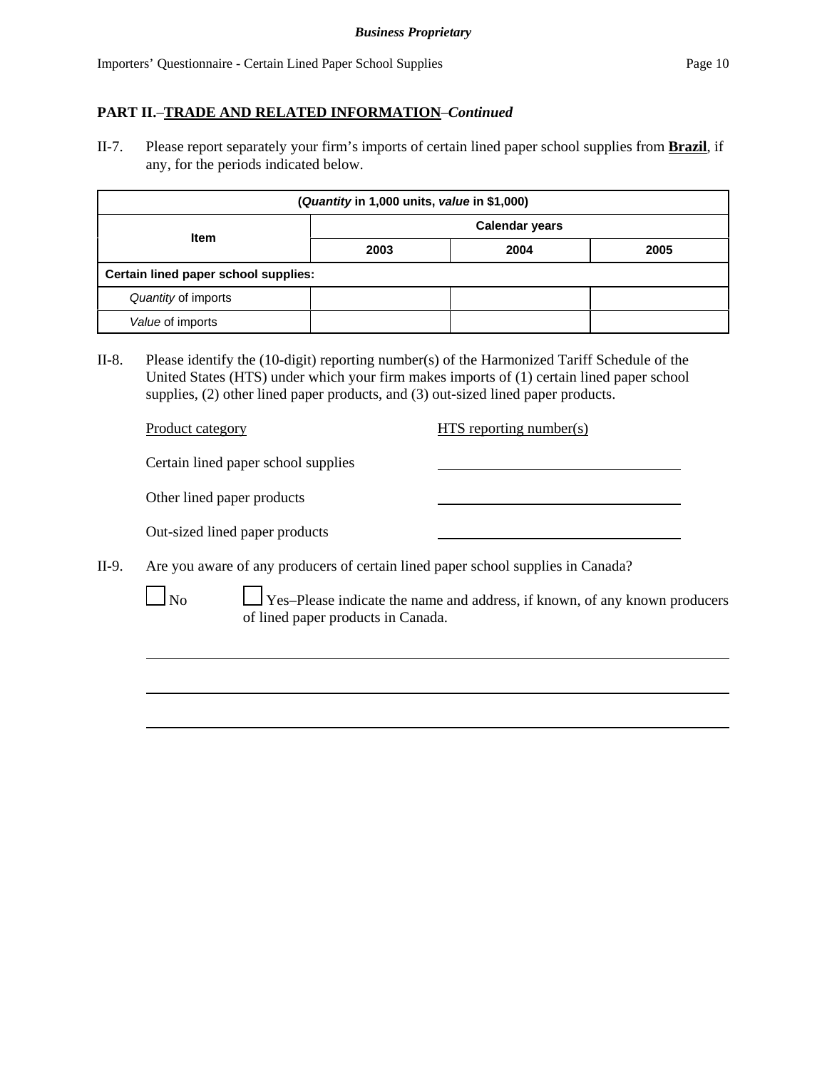**PART II.–TRADE AND RELATED INFORMATION–*Continued***

II-7. Please report separately your firm's imports of certain lined paper school supplies from **Brazil**, if any, for the periods indicated below.

| (*Quantity* in 1,000 units, *value* in $1,000) | | | |
|---|---|---|---|
| Item | Calendar years | | |
| | 2003 | 2004 | 2005 |
| **Certain lined paper school supplies:** | | | |
| *Quantity* of imports | | | |
| *Value* of imports | | | |

II-8. Please identify the (10-digit) reporting number(s) of the Harmonized Tariff Schedule of the United States (HTS) under which your firm makes imports of (1) certain lined paper school supplies, (2) other lined paper products, and (3) out-sized lined paper products.

| Product category | HTS reporting number(s) |
|---|---|
| Certain lined paper school supplies | ______________ |
| Other lined paper products | ______________ |
| Out-sized lined paper products | ______________ |

II-9. Are you aware of any producers of certain lined paper school supplies in Canada?

☐ No ☐ Yes–Please indicate the name and address, if known, of any known producers of lined paper products in Canada.

______________________________________________

______________________________________________

______________________________________________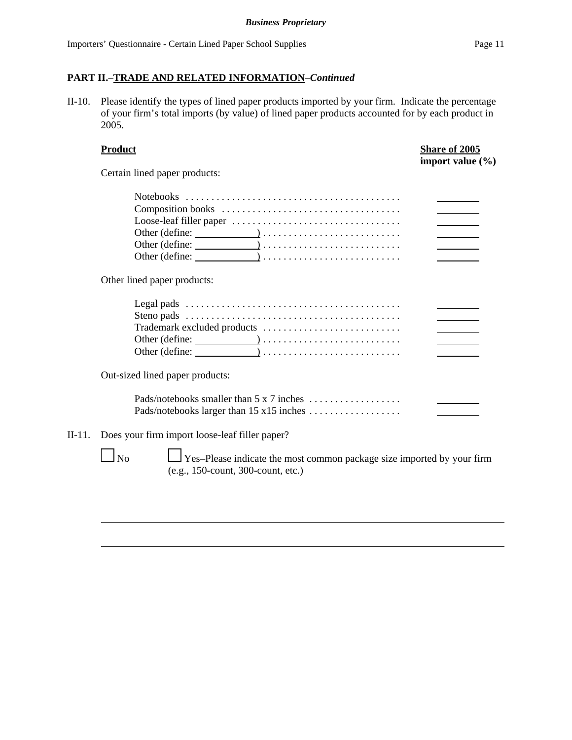## PART II.–TRADE AND RELATED INFORMATION–*Continued*

II-10. Please identify the types of lined paper products imported by your firm. Indicate the percentage of your firm's total imports (by value) of lined paper products accounted for by each product in 2005.

| Product | Share of 2005 import value (%) |
|---|---|
| Certain lined paper products: | |
| Notebooks | ________ |
| Composition books | ________ |
| Loose-leaf filler paper | ________ |
| Other (define: ____________) | ________ |
| Other (define: ____________) | ________ |
| Other (define: ____________) | ________ |
| Other lined paper products: | |
| Legal pads | ________ |
| Steno pads | ________ |
| Trademark excluded products | ________ |
| Other (define: ____________) | ________ |
| Other (define: ____________) | ________ |
| Out-sized lined paper products: | |
| Pads/notebooks smaller than 5 x 7 inches | ________ |
| Pads/notebooks larger than 15 x15 inches | ________ |

II-11. Does your firm import loose-leaf filler paper?

☐ No ☐ Yes–Please indicate the most common package size imported by your firm (e.g., 150-count, 300-count, etc.)

______________________________________________________________________

______________________________________________________________________

______________________________________________________________________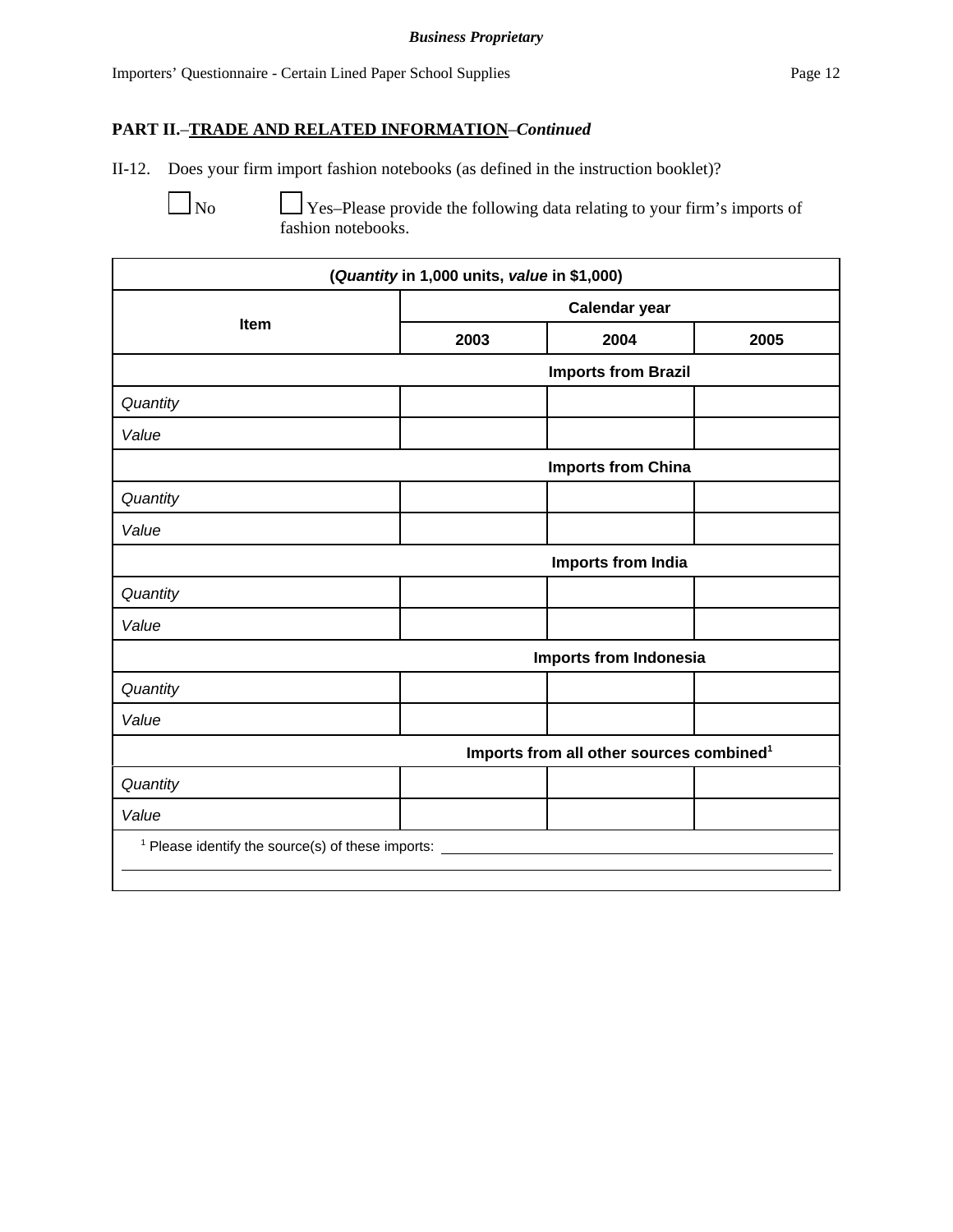**Business Proprietary**

## PART II.–TRADE AND RELATED INFORMATION–*Continued*

II-12. Does your firm import fashion notebooks (as defined in the instruction booklet)?

☐ No ☐ Yes–Please provide the following data relating to your firm's imports of fashion notebooks.

| (*Quantity* in 1,000 units, *value* in $1,000) | | | |
|---|---|---|---|
| **Item** | **Calendar year** | | |
| | **2003** | **2004** | **2005** |
| | **Imports from Brazil** | | |
| *Quantity* | | | |
| *Value* | | | |
| | **Imports from China** | | |
| *Quantity* | | | |
| *Value* | | | |
| | **Imports from India** | | |
| *Quantity* | | | |
| *Value* | | | |
| | **Imports from Indonesia** | | |
| *Quantity* | | | |
| *Value* | | | |
| | **Imports from all other sources combined**[1] | | |
| *Quantity* | | | |
| *Value* | | | |

[1] Please identify the source(s) of these imports: ______________________________

______________________________________________________________________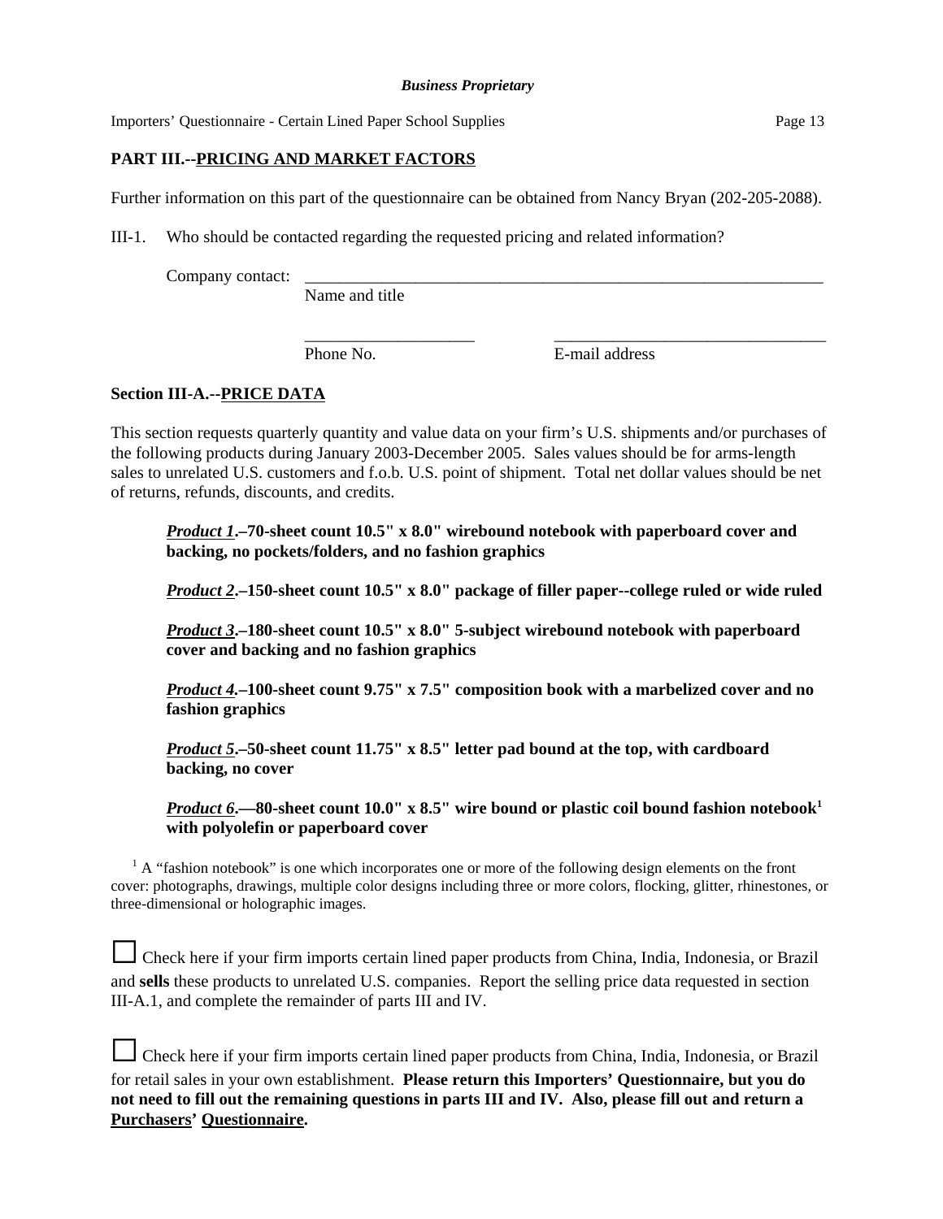## PART III.--PRICING AND MARKET FACTORS

Further information on this part of the questionnaire can be obtained from Nancy Bryan (202-205-2088).

III-1. Who should be contacted regarding the requested pricing and related information?

Company contact: ________________________________________________________________
Name and title

____________________ ________________________________
Phone No. E-mail address

### Section III-A.--PRICE DATA

This section requests quarterly quantity and value data on your firm's U.S. shipments and/or purchases of the following products during January 2003-December 2005. Sales values should be for arms-length sales to unrelated U.S. customers and f.o.b. U.S. point of shipment. Total net dollar values should be net of returns, refunds, discounts, and credits.

***Product 1*.–70-sheet count 10.5" x 8.0" wirebound notebook with paperboard cover and backing, no pockets/folders, and no fashion graphics**

***Product 2*.–150-sheet count 10.5" x 8.0" package of filler paper--college ruled or wide ruled**

***Product 3*.–180-sheet count 10.5" x 8.0" 5-subject wirebound notebook with paperboard cover and backing and no fashion graphics**

***Product 4*.–100-sheet count 9.75" x 7.5" composition book with a marbelized cover and no fashion graphics**

***Product 5*.–50-sheet count 11.75" x 8.5" letter pad bound at the top, with cardboard backing, no cover**

***Product 6*.—80-sheet count 10.0" x 8.5" wire bound or plastic coil bound fashion notebook[1] with polyolefin or paperboard cover**

[1] A "fashion notebook" is one which incorporates one or more of the following design elements on the front cover: photographs, drawings, multiple color designs including three or more colors, flocking, glitter, rhinestones, or three-dimensional or holographic images.

☐ Check here if your firm imports certain lined paper products from China, India, Indonesia, or Brazil and **sells** these products to unrelated U.S. companies. Report the selling price data requested in section III-A.1, and complete the remainder of parts III and IV.

☐ Check here if your firm imports certain lined paper products from China, India, Indonesia, or Brazil for retail sales in your own establishment. **Please return this Importers' Questionnaire, but you do not need to fill out the remaining questions in parts III and IV. Also, please fill out and return a Purchasers' Questionnaire.**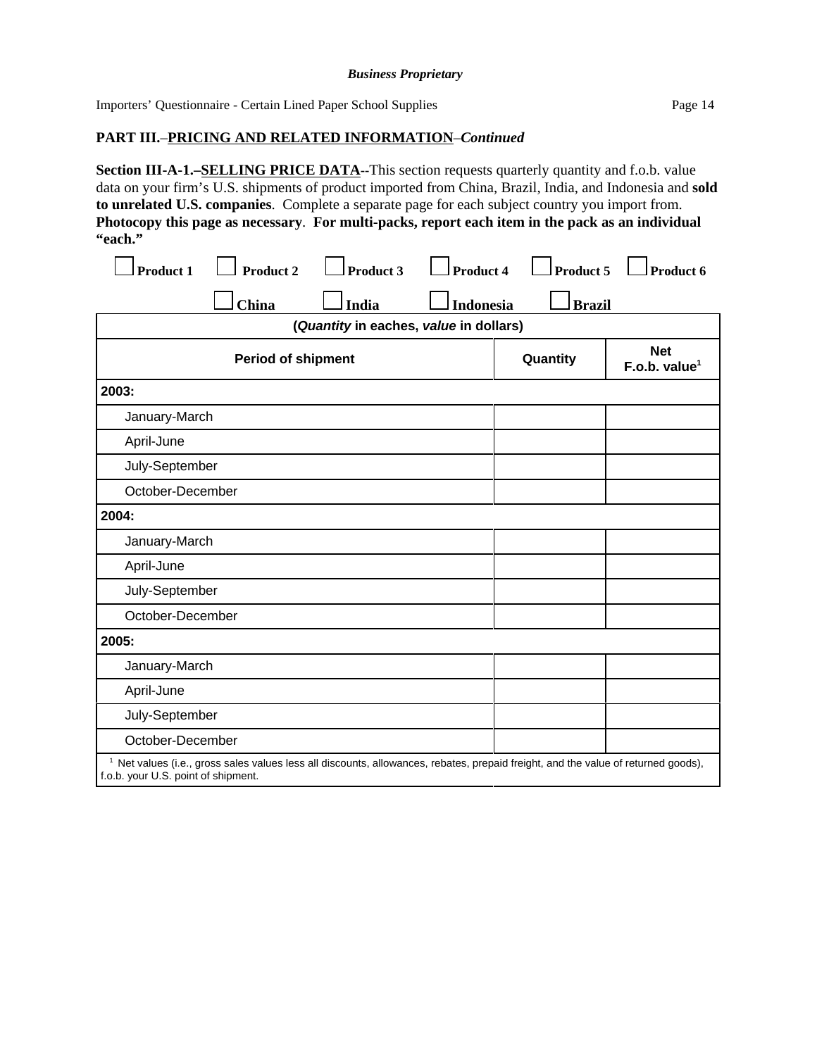*Business Proprietary*

**PART III.–PRICING AND RELATED INFORMATION–*Continued***

**Section III-A-1.–SELLING PRICE DATA**--This section requests quarterly quantity and f.o.b. value data on your firm's U.S. shipments of product imported from China, Brazil, India, and Indonesia and **sold to unrelated U.S. companies**. Complete a separate page for each subject country you import from. **Photocopy this page as necessary**. **For multi-packs, report each item in the pack as an individual "each."**

☐ **Product 1** ☐ **Product 2** ☐ **Product 3** ☐ **Product 4** ☐ **Product 5** ☐ **Product 6**

☐ **China** ☐ **India** ☐ **Indonesia** ☐ **Brazil**

| (*Quantity* in eaches, *value* in dollars) | | |
|---|---|---|
| **Period of shipment** | **Quantity** | **Net F.o.b. value[1]** |
| **2003:** | | |
| January-March | | |
| April-June | | |
| July-September | | |
| October-December | | |
| **2004:** | | |
| January-March | | |
| April-June | | |
| July-September | | |
| October-December | | |
| **2005:** | | |
| January-March | | |
| April-June | | |
| July-September | | |
| October-December | | |

[1] Net values (i.e., gross sales values less all discounts, allowances, rebates, prepaid freight, and the value of returned goods), f.o.b. your U.S. point of shipment.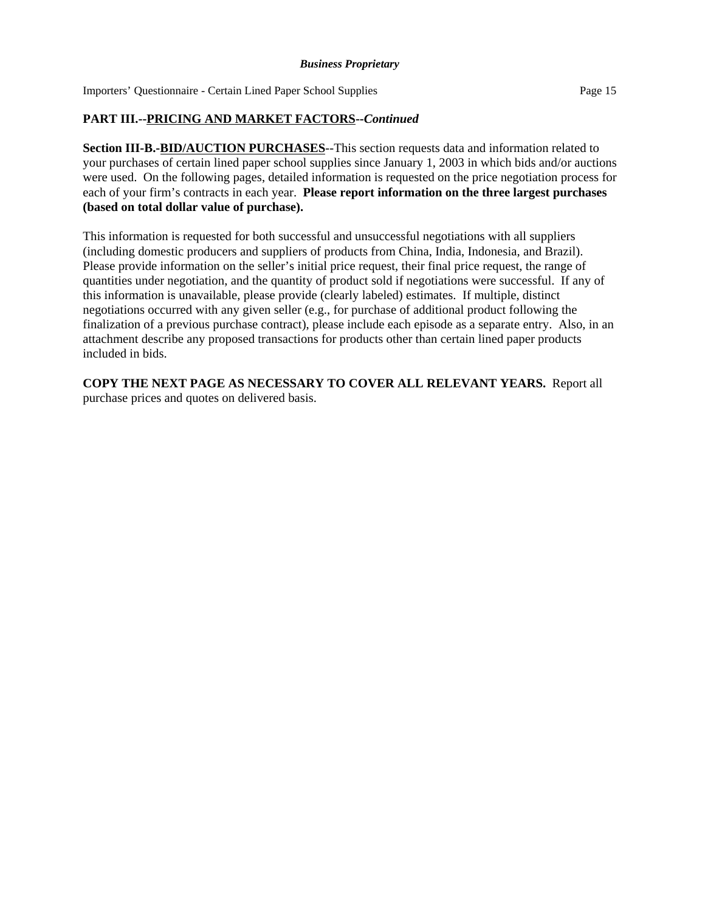## PART III.--PRICING AND MARKET FACTORS--*Continued*

**Section III-B.-BID/AUCTION PURCHASES**--This section requests data and information related to your purchases of certain lined paper school supplies since January 1, 2003 in which bids and/or auctions were used. On the following pages, detailed information is requested on the price negotiation process for each of your firm's contracts in each year. **Please report information on the three largest purchases (based on total dollar value of purchase).**

This information is requested for both successful and unsuccessful negotiations with all suppliers (including domestic producers and suppliers of products from China, India, Indonesia, and Brazil). Please provide information on the seller's initial price request, their final price request, the range of quantities under negotiation, and the quantity of product sold if negotiations were successful. If any of this information is unavailable, please provide (clearly labeled) estimates. If multiple, distinct negotiations occurred with any given seller (e.g., for purchase of additional product following the finalization of a previous purchase contract), please include each episode as a separate entry. Also, in an attachment describe any proposed transactions for products other than certain lined paper products included in bids.

**COPY THE NEXT PAGE AS NECESSARY TO COVER ALL RELEVANT YEARS.** Report all purchase prices and quotes on delivered basis.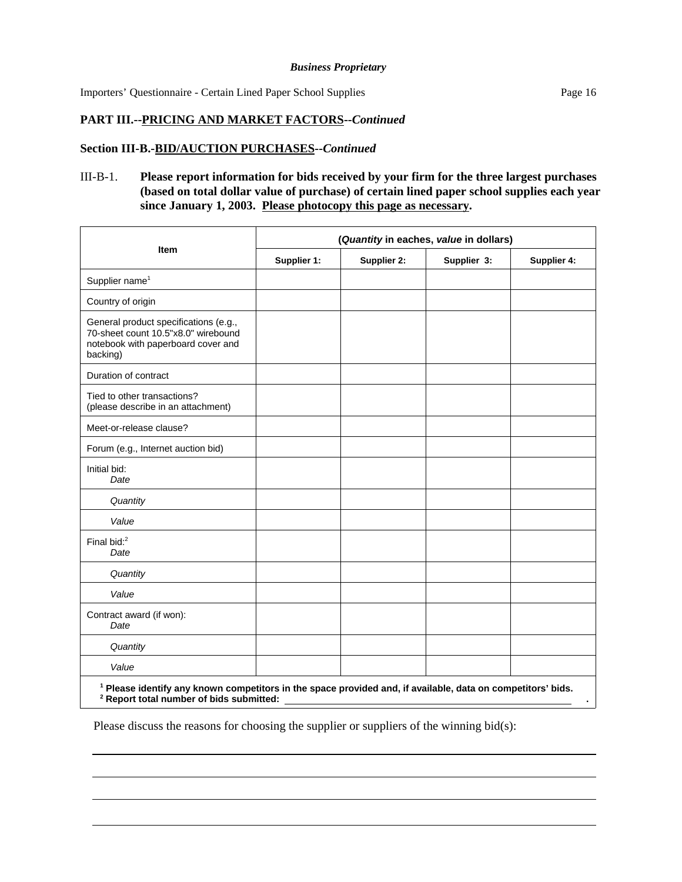*Business Proprietary*

Importers' Questionnaire - Certain Lined Paper School Supplies

**PART III.--PRICING AND MARKET FACTORS--*Continued***

**Section III-B.-BID/AUCTION PURCHASES--*Continued***

III-B-1. **Please report information for bids received by your firm for the three largest purchases (based on total dollar value of purchase) of certain lined paper school supplies each year since January 1, 2003. Please photocopy this page as necessary.**

| Item | (*Quantity* in eaches, *value* in dollars) | | | |
|---|---|---|---|---|
| | Supplier 1: | Supplier 2: | Supplier 3: | Supplier 4: |
| Supplier name[1] | | | | |
| Country of origin | | | | |
| General product specifications (e.g., 70-sheet count 10.5"x8.0" wirebound notebook with paperboard cover and backing) | | | | |
| Duration of contract | | | | |
| Tied to other transactions? (please describe in an attachment) | | | | |
| Meet-or-release clause? | | | | |
| Forum (e.g., Internet auction bid) | | | | |
| Initial bid: *Date* | | | | |
| *Quantity* | | | | |
| *Value* | | | | |
| Final bid:[2] *Date* | | | | |
| *Quantity* | | | | |
| *Value* | | | | |
| Contract award (if won): *Date* | | | | |
| *Quantity* | | | | |
| *Value* | | | | |

[1] **Please identify any known competitors in the space provided and, if available, data on competitors' bids.**
[2] **Report total number of bids submitted: \_\_\_\_\_\_\_\_\_\_\_\_\_\_\_\_\_\_\_\_\_\_\_\_\_\_\_\_\_\_\_\_\_\_\_\_\_\_\_\_\_\_\_\_\_\_\_\_\_\_\_\_\_\_\_\_\_\_\_\_\_\_\_\_\_\_\_\_.**

Please discuss the reasons for choosing the supplier or suppliers of the winning bid(s):

\_\_\_\_\_\_\_\_\_\_\_\_\_\_\_\_\_\_\_\_\_\_\_\_\_\_\_\_\_\_\_\_\_\_\_\_\_\_\_\_\_\_\_\_\_\_\_\_\_\_\_\_\_\_\_\_\_\_\_\_\_\_\_\_\_\_\_\_\_\_\_\_\_\_\_\_\_\_

\_\_\_\_\_\_\_\_\_\_\_\_\_\_\_\_\_\_\_\_\_\_\_\_\_\_\_\_\_\_\_\_\_\_\_\_\_\_\_\_\_\_\_\_\_\_\_\_\_\_\_\_\_\_\_\_\_\_\_\_\_\_\_\_\_\_\_\_\_\_\_\_\_\_\_\_\_\_

\_\_\_\_\_\_\_\_\_\_\_\_\_\_\_\_\_\_\_\_\_\_\_\_\_\_\_\_\_\_\_\_\_\_\_\_\_\_\_\_\_\_\_\_\_\_\_\_\_\_\_\_\_\_\_\_\_\_\_\_\_\_\_\_\_\_\_\_\_\_\_\_\_\_\_\_\_\_

\_\_\_\_\_\_\_\_\_\_\_\_\_\_\_\_\_\_\_\_\_\_\_\_\_\_\_\_\_\_\_\_\_\_\_\_\_\_\_\_\_\_\_\_\_\_\_\_\_\_\_\_\_\_\_\_\_\_\_\_\_\_\_\_\_\_\_\_\_\_\_\_\_\_\_\_\_\_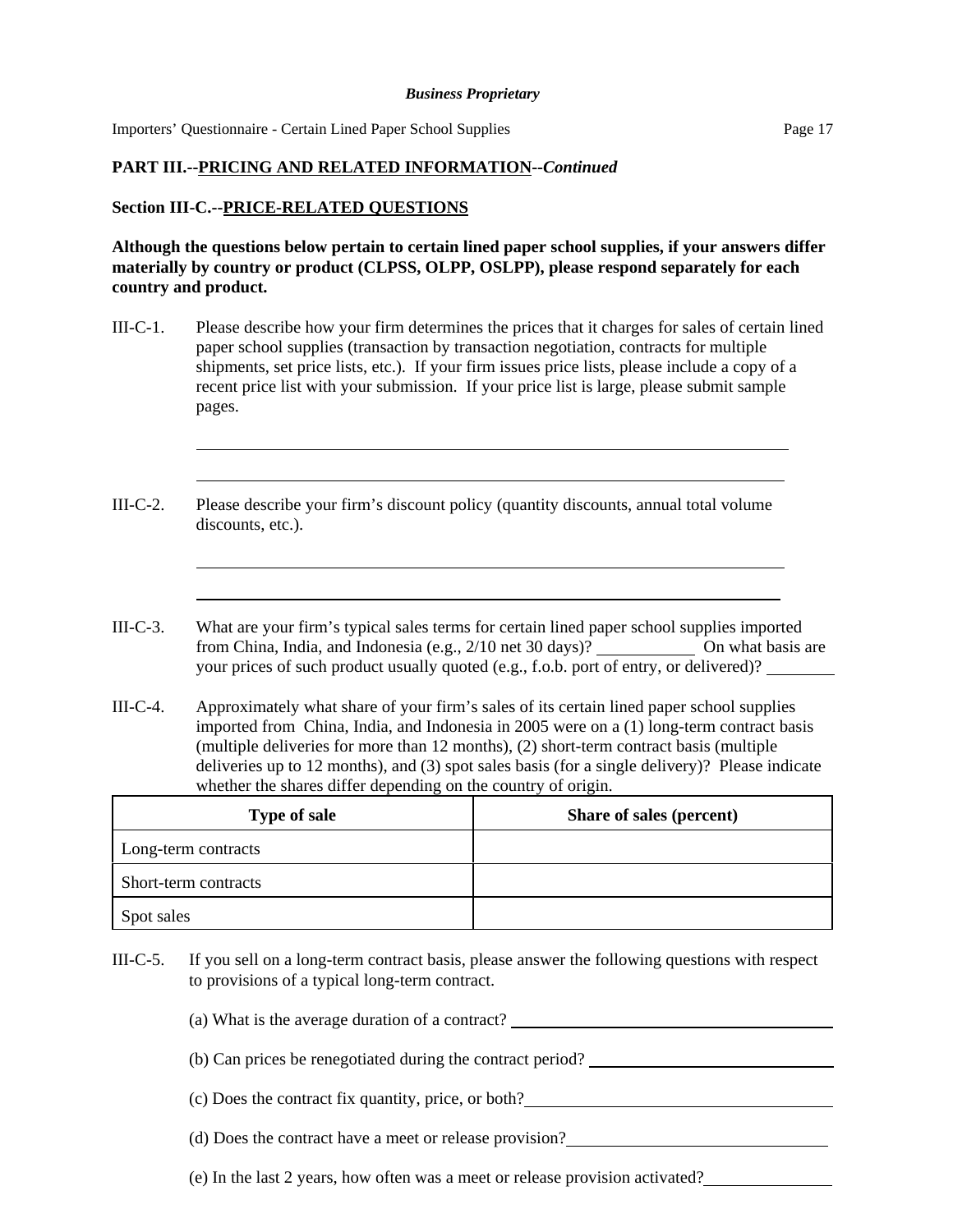*Business Proprietary*

**PART III.--PRICING AND RELATED INFORMATION--*Continued***

**Section III-C.--PRICE-RELATED QUESTIONS**

**Although the questions below pertain to certain lined paper school supplies, if your answers differ materially by country or product (CLPSS, OLPP, OSLPP), please respond separately for each country and product.**

III-C-1. Please describe how your firm determines the prices that it charges for sales of certain lined paper school supplies (transaction by transaction negotiation, contracts for multiple shipments, set price lists, etc.). If your firm issues price lists, please include a copy of a recent price list with your submission. If your price list is large, please submit sample pages.

\_\_\_\_\_\_\_\_\_\_\_\_\_\_\_\_\_\_\_\_\_\_\_\_\_\_\_\_\_\_\_\_\_\_\_\_\_\_\_\_\_\_\_\_\_\_\_\_\_\_\_\_\_\_\_\_\_\_\_\_

\_\_\_\_\_\_\_\_\_\_\_\_\_\_\_\_\_\_\_\_\_\_\_\_\_\_\_\_\_\_\_\_\_\_\_\_\_\_\_\_\_\_\_\_\_\_\_\_\_\_\_\_\_\_\_\_\_\_\_\_

III-C-2. Please describe your firm's discount policy (quantity discounts, annual total volume discounts, etc.).

\_\_\_\_\_\_\_\_\_\_\_\_\_\_\_\_\_\_\_\_\_\_\_\_\_\_\_\_\_\_\_\_\_\_\_\_\_\_\_\_\_\_\_\_\_\_\_\_\_\_\_\_\_\_\_\_\_\_\_\_

\_\_\_\_\_\_\_\_\_\_\_\_\_\_\_\_\_\_\_\_\_\_\_\_\_\_\_\_\_\_\_\_\_\_\_\_\_\_\_\_\_\_\_\_\_\_\_\_\_\_\_\_\_\_\_\_\_\_\_\_

III-C-3. What are your firm's typical sales terms for certain lined paper school supplies imported from China, India, and Indonesia (e.g., 2/10 net 30 days)? \_\_\_\_\_\_\_\_\_\_ On what basis are your prices of such product usually quoted (e.g., f.o.b. port of entry, or delivered)? \_\_\_\_\_\_\_\_

III-C-4. Approximately what share of your firm's sales of its certain lined paper school supplies imported from China, India, and Indonesia in 2005 were on a (1) long-term contract basis (multiple deliveries for more than 12 months), (2) short-term contract basis (multiple deliveries up to 12 months), and (3) spot sales basis (for a single delivery)? Please indicate whether the shares differ depending on the country of origin.

| Type of sale | Share of sales (percent) |
|---|---|
| Long-term contracts | |
| Short-term contracts | |
| Spot sales | |

III-C-5. If you sell on a long-term contract basis, please answer the following questions with respect to provisions of a typical long-term contract.

(a) What is the average duration of a contract? \_\_\_\_\_\_\_\_\_\_\_\_\_\_\_\_\_\_\_\_\_\_\_\_\_\_\_\_

(b) Can prices be renegotiated during the contract period? \_\_\_\_\_\_\_\_\_\_\_\_\_\_\_\_\_\_\_\_\_\_

(c) Does the contract fix quantity, price, or both? \_\_\_\_\_\_\_\_\_\_\_\_\_\_\_\_\_\_\_\_\_\_\_\_\_\_

(d) Does the contract have a meet or release provision? \_\_\_\_\_\_\_\_\_\_\_\_\_\_\_\_\_\_\_\_\_\_

(e) In the last 2 years, how often was a meet or release provision activated? \_\_\_\_\_\_\_\_\_\_\_\_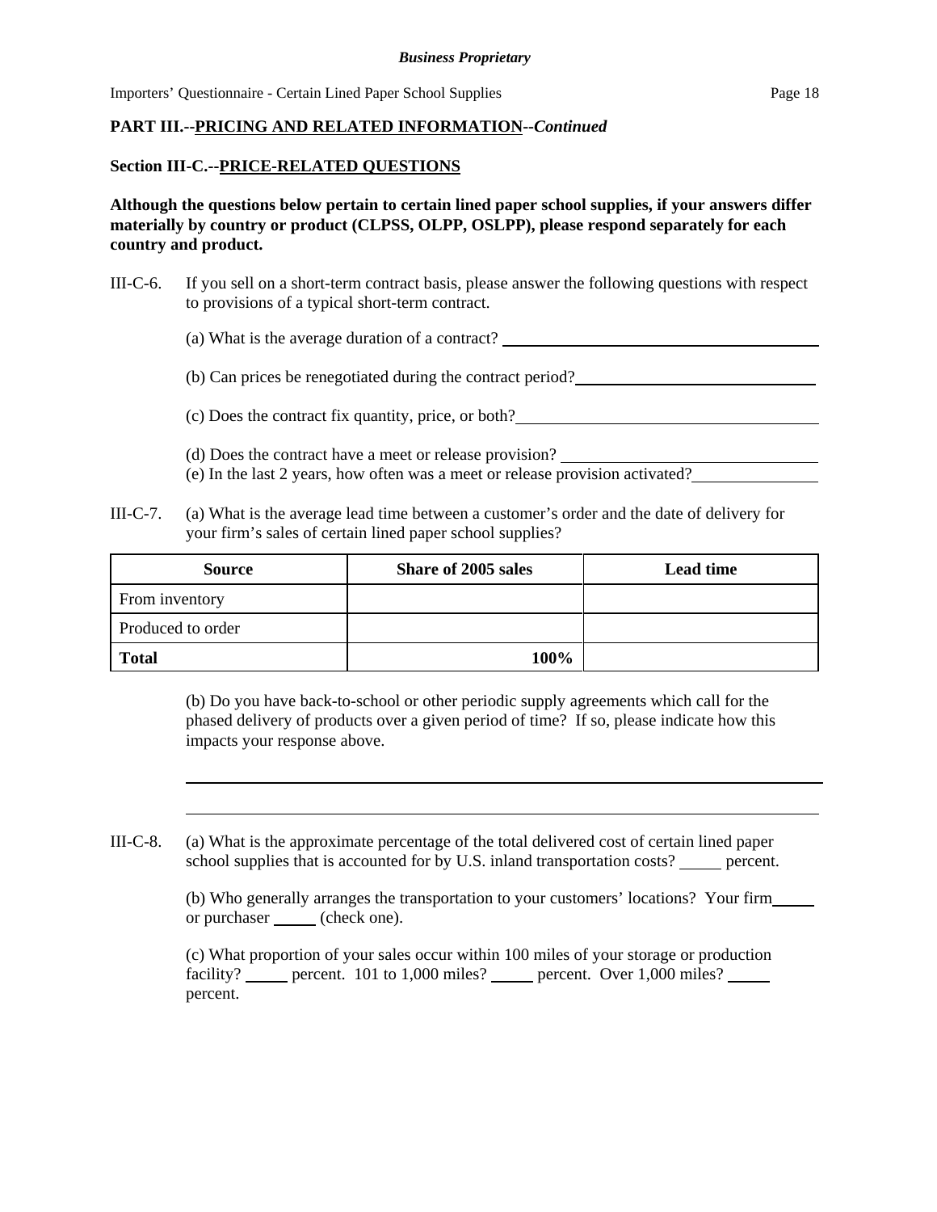**PART III.--PRICING AND RELATED INFORMATION--*Continued***

**Section III-C.--PRICE-RELATED QUESTIONS**

**Although the questions below pertain to certain lined paper school supplies, if your answers differ materially by country or product (CLPSS, OLPP, OSLPP), please respond separately for each country and product.**

III-C-6. If you sell on a short-term contract basis, please answer the following questions with respect to provisions of a typical short-term contract.

(a) What is the average duration of a contract? ______________________________

(b) Can prices be renegotiated during the contract period?______________________________

(c) Does the contract fix quantity, price, or both?______________________________

(d) Does the contract have a meet or release provision? ______________________________

(e) In the last 2 years, how often was a meet or release provision activated?______________

III-C-7. (a) What is the average lead time between a customer's order and the date of delivery for your firm's sales of certain lined paper school supplies?

| Source | Share of 2005 sales | Lead time |
|---|---|---|
| From inventory | | |
| Produced to order | | |
| **Total** | **100%** | |

(b) Do you have back-to-school or other periodic supply agreements which call for the phased delivery of products over a given period of time? If so, please indicate how this impacts your response above.

______________________________________________________________________________

______________________________________________________________________________

III-C-8. (a) What is the approximate percentage of the total delivered cost of certain lined paper school supplies that is accounted for by U.S. inland transportation costs? _____ percent.

(b) Who generally arranges the transportation to your customers' locations? Your firm_____ or purchaser _____ (check one).

(c) What proportion of your sales occur within 100 miles of your storage or production facility? _____ percent. 101 to 1,000 miles? _____ percent. Over 1,000 miles? _____ percent.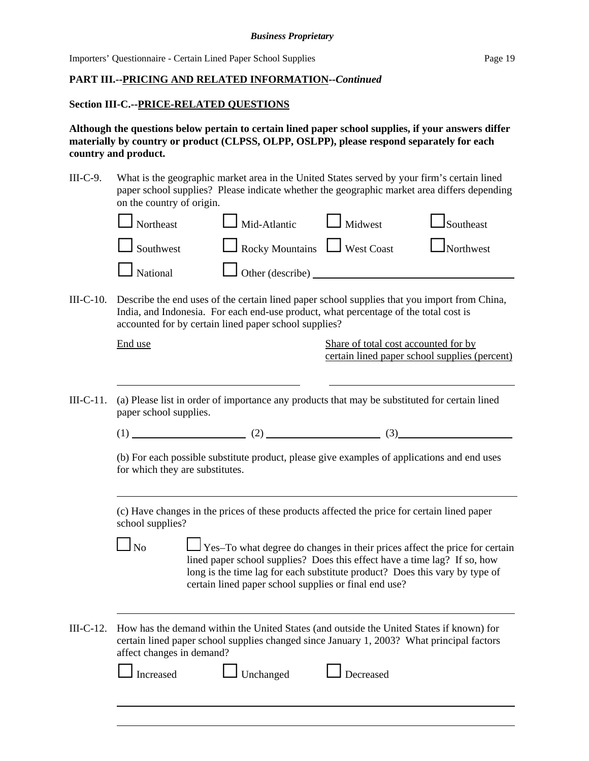*Business Proprietary*

**PART III.--PRICING AND RELATED INFORMATION--*Continued***

**Section III-C.--PRICE-RELATED QUESTIONS**

**Although the questions below pertain to certain lined paper school supplies, if your answers differ materially by country or product (CLPSS, OLPP, OSLPP), please respond separately for each country and product.**

III-C-9. What is the geographic market area in the United States served by your firm's certain lined paper school supplies? Please indicate whether the geographic market area differs depending on the country of origin.

☐ Northeast ☐ Mid-Atlantic ☐ Midwest ☐ Southeast

☐ Southwest ☐ Rocky Mountains ☐ West Coast ☐ Northwest

☐ National ☐ Other (describe) \_\_\_\_\_\_\_\_\_\_\_\_\_\_\_\_\_\_\_\_\_\_\_\_\_\_\_\_\_\_\_\_\_\_\_\_

III-C-10. Describe the end uses of the certain lined paper school supplies that you import from China, India, and Indonesia. For each end-use product, what percentage of the total cost is accounted for by certain lined paper school supplies?

| End use | Share of total cost accounted for by certain lined paper school supplies (percent) |
|---|---|
| | |

III-C-11. (a) Please list in order of importance any products that may be substituted for certain lined paper school supplies.

(1) \_\_\_\_\_\_\_\_\_\_\_\_\_\_\_\_\_\_\_\_ (2) \_\_\_\_\_\_\_\_\_\_\_\_\_\_\_\_\_\_\_\_ (3)\_\_\_\_\_\_\_\_\_\_\_\_\_\_\_\_\_\_\_\_

(b) For each possible substitute product, please give examples of applications and end uses for which they are substitutes.

\_\_\_\_\_\_\_\_\_\_\_\_\_\_\_\_\_\_\_\_\_\_\_\_\_\_\_\_\_\_\_\_\_\_\_\_\_\_\_\_\_\_\_\_\_\_\_\_\_\_\_\_\_\_\_\_\_\_\_\_\_\_\_\_\_\_\_\_\_\_

(c) Have changes in the prices of these products affected the price for certain lined paper school supplies?

☐ No ☐ Yes–To what degree do changes in their prices affect the price for certain lined paper school supplies? Does this effect have a time lag? If so, how long is the time lag for each substitute product? Does this vary by type of certain lined paper school supplies or final end use?

\_\_\_\_\_\_\_\_\_\_\_\_\_\_\_\_\_\_\_\_\_\_\_\_\_\_\_\_\_\_\_\_\_\_\_\_\_\_\_\_\_\_\_\_\_\_\_\_\_\_\_\_\_\_\_\_\_\_\_\_\_\_\_\_\_\_\_\_\_\_

III-C-12. How has the demand within the United States (and outside the United States if known) for certain lined paper school supplies changed since January 1, 2003? What principal factors affect changes in demand?

☐ Increased ☐ Unchanged ☐ Decreased

\_\_\_\_\_\_\_\_\_\_\_\_\_\_\_\_\_\_\_\_\_\_\_\_\_\_\_\_\_\_\_\_\_\_\_\_\_\_\_\_\_\_\_\_\_\_\_\_\_\_\_\_\_\_\_\_\_\_\_\_\_\_\_\_\_\_\_\_\_\_

\_\_\_\_\_\_\_\_\_\_\_\_\_\_\_\_\_\_\_\_\_\_\_\_\_\_\_\_\_\_\_\_\_\_\_\_\_\_\_\_\_\_\_\_\_\_\_\_\_\_\_\_\_\_\_\_\_\_\_\_\_\_\_\_\_\_\_\_\_\_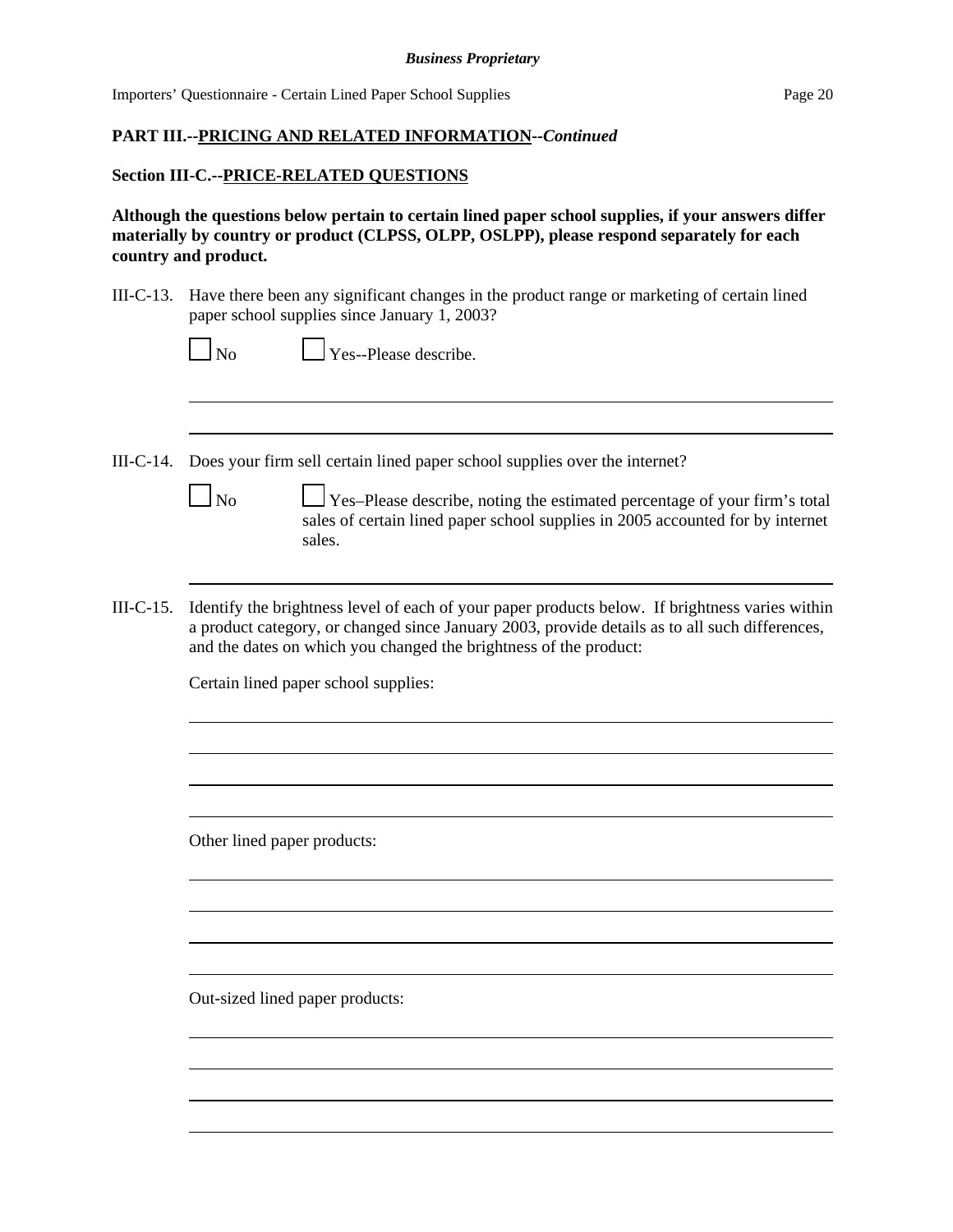**PART III.--PRICING AND RELATED INFORMATION--*Continued***

**Section III-C.--PRICE-RELATED QUESTIONS**

**Although the questions below pertain to certain lined paper school supplies, if your answers differ materially by country or product (CLPSS, OLPP, OSLPP), please respond separately for each country and product.**

III-C-13. Have there been any significant changes in the product range or marketing of certain lined paper school supplies since January 1, 2003?

☐ No ☐ Yes--Please describe.

______________________________________________________________________________

______________________________________________________________________________

III-C-14. Does your firm sell certain lined paper school supplies over the internet?

☐ No ☐ Yes–Please describe, noting the estimated percentage of your firm's total sales of certain lined paper school supplies in 2005 accounted for by internet sales.

______________________________________________________________________________

III-C-15. Identify the brightness level of each of your paper products below. If brightness varies within a product category, or changed since January 2003, provide details as to all such differences, and the dates on which you changed the brightness of the product:

Certain lined paper school supplies:

______________________________________________________________________________

______________________________________________________________________________

______________________________________________________________________________

______________________________________________________________________________

Other lined paper products:

______________________________________________________________________________

______________________________________________________________________________

______________________________________________________________________________

______________________________________________________________________________

Out-sized lined paper products:

______________________________________________________________________________

______________________________________________________________________________

______________________________________________________________________________

______________________________________________________________________________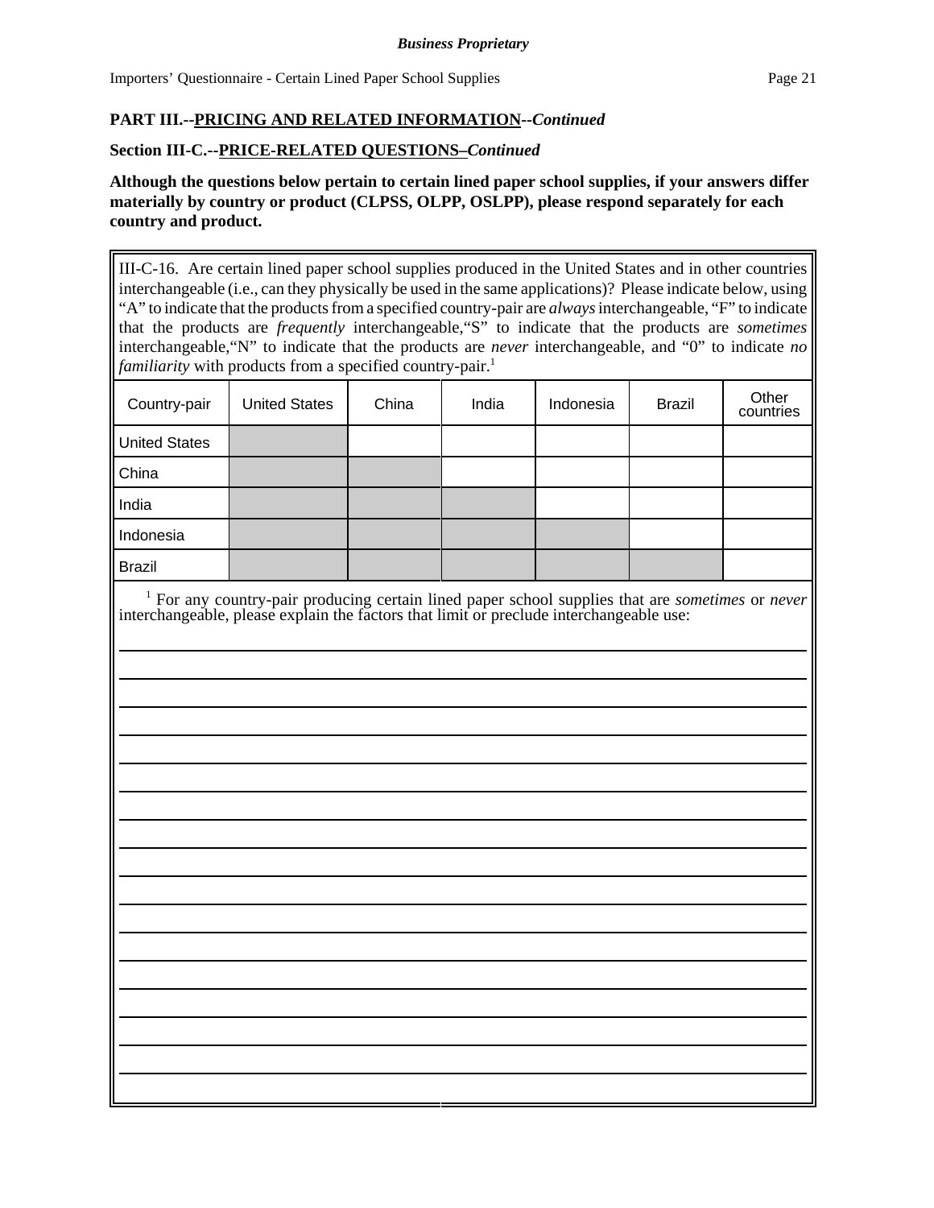**Business Proprietary**

**PART III.--PRICING AND RELATED INFORMATION--*Continued***

**Section III-C.--PRICE-RELATED QUESTIONS–*Continued***

**Although the questions below pertain to certain lined paper school supplies, if your answers differ materially by country or product (CLPSS, OLPP, OSLPP), please respond separately for each country and product.**

III-C-16. Are certain lined paper school supplies produced in the United States and in other countries interchangeable (i.e., can they physically be used in the same applications)? Please indicate below, using "A" to indicate that the products from a specified country-pair are *always* interchangeable, "F" to indicate that the products are *frequently* interchangeable, "S" to indicate that the products are *sometimes* interchangeable, "N" to indicate that the products are *never* interchangeable, and "0" to indicate *no familiarity* with products from a specified country-pair.[1]

| Country-pair | United States | China | India | Indonesia | Brazil | Other countries |
|---|---|---|---|---|---|---|
| United States | | | | | | |
| China | | | | | | |
| India | | | | | | |
| Indonesia | | | | | | |
| Brazil | | | | | | |

[1] For any country-pair producing certain lined paper school supplies that are *sometimes* or *never* interchangeable, please explain the factors that limit or preclude interchangeable use:

___________________________________________________________________________

___________________________________________________________________________

___________________________________________________________________________

___________________________________________________________________________

___________________________________________________________________________

___________________________________________________________________________

___________________________________________________________________________

___________________________________________________________________________

___________________________________________________________________________

___________________________________________________________________________

___________________________________________________________________________

___________________________________________________________________________

___________________________________________________________________________

___________________________________________________________________________

___________________________________________________________________________

___________________________________________________________________________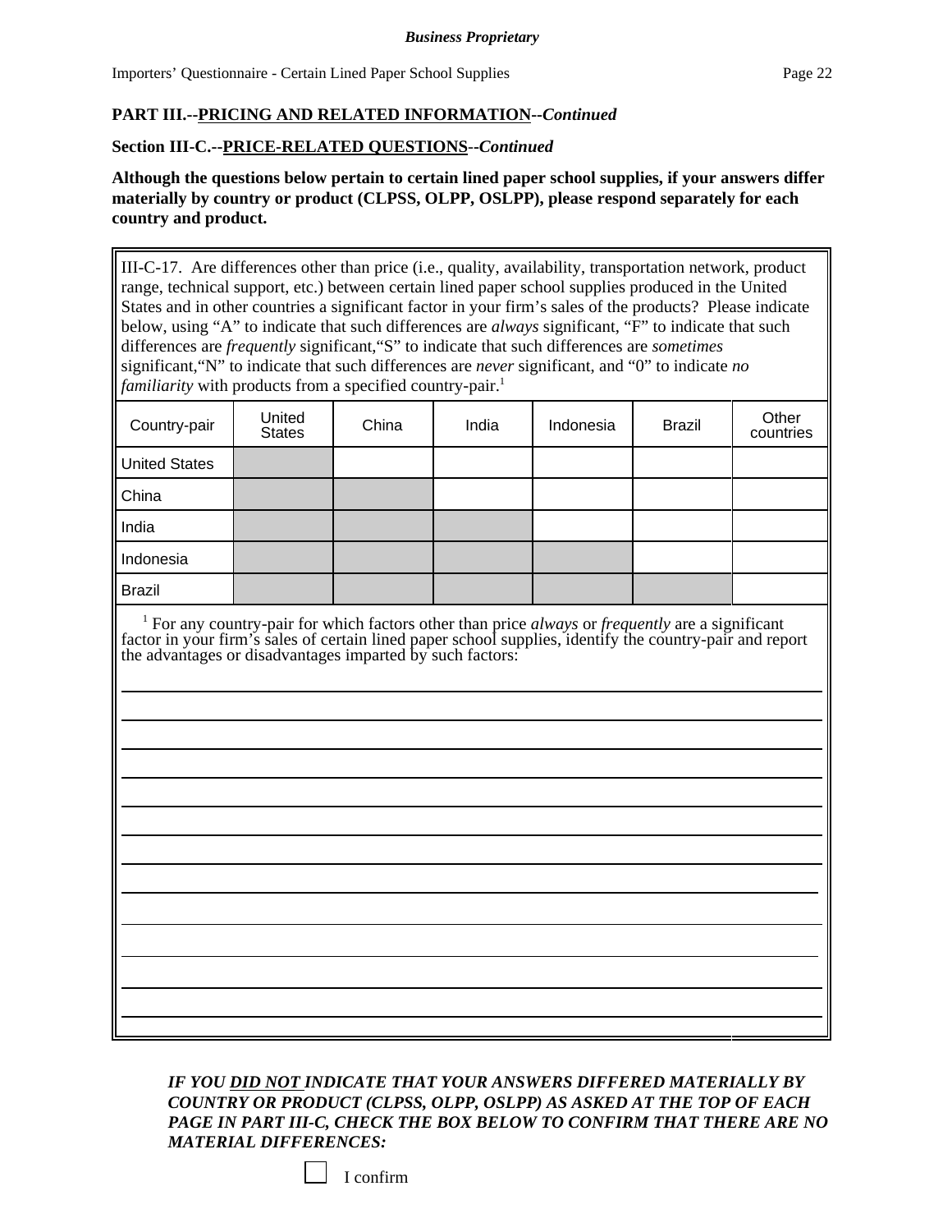**PART III.--PRICING AND RELATED INFORMATION--*Continued***

**Section III-C.--PRICE-RELATED QUESTIONS--*Continued***

**Although the questions below pertain to certain lined paper school supplies, if your answers differ materially by country or product (CLPSS, OLPP, OSLPP), please respond separately for each country and product.**

III-C-17. Are differences other than price (i.e., quality, availability, transportation network, product range, technical support, etc.) between certain lined paper school supplies produced in the United States and in other countries a significant factor in your firm's sales of the products? Please indicate below, using "A" to indicate that such differences are *always* significant, "F" to indicate that such differences are *frequently* significant, "S" to indicate that such differences are *sometimes* significant, "N" to indicate that such differences are *never* significant, and "0" to indicate *no familiarity* with products from a specified country-pair.[1]

| Country-pair | United States | China | India | Indonesia | Brazil | Other countries |
|---|---|---|---|---|---|---|
| United States | | | | | | |
| China | | | | | | |
| India | | | | | | |
| Indonesia | | | | | | |
| Brazil | | | | | | |

[1] For any country-pair for which factors other than price *always* or *frequently* are a significant factor in your firm's sales of certain lined paper school supplies, identify the country-pair and report the advantages or disadvantages imparted by such factors:

_______________________________________________

_______________________________________________

_______________________________________________

_______________________________________________

_______________________________________________

_______________________________________________

_______________________________________________

_______________________________________________

_______________________________________________

_______________________________________________

_______________________________________________

_______________________________________________

***IF YOU DID NOT INDICATE THAT YOUR ANSWERS DIFFERED MATERIALLY BY COUNTRY OR PRODUCT (CLPSS, OLPP, OSLPP) AS ASKED AT THE TOP OF EACH PAGE IN PART III-C, CHECK THE BOX BELOW TO CONFIRM THAT THERE ARE NO MATERIAL DIFFERENCES:***

☐ I confirm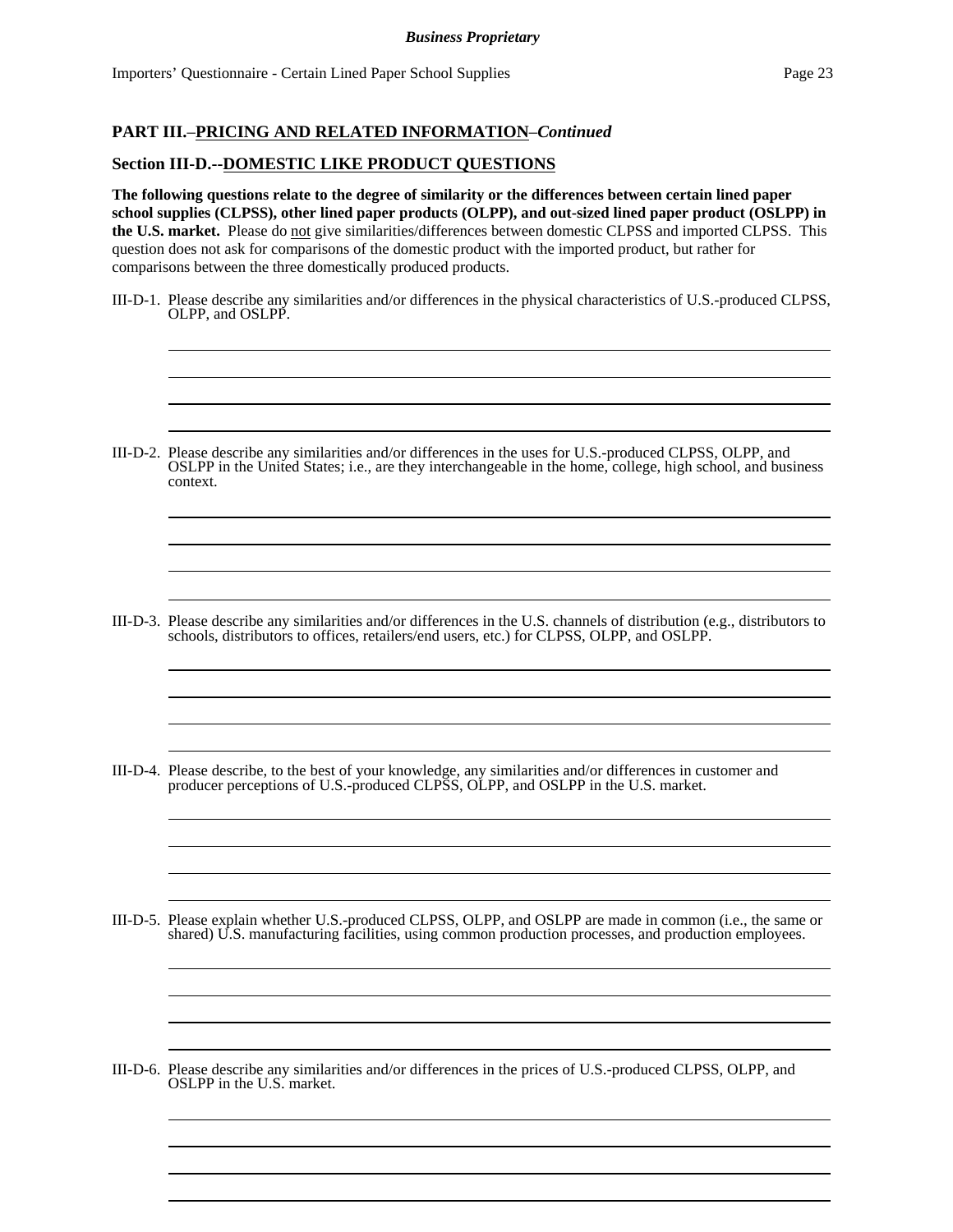## PART III.–PRICING AND RELATED INFORMATION–*Continued*

### Section III-D.--DOMESTIC LIKE PRODUCT QUESTIONS

**The following questions relate to the degree of similarity or the differences between certain lined paper school supplies (CLPSS), other lined paper products (OLPP), and out-sized lined paper product (OSLPP) in the U.S. market.** Please do not give similarities/differences between domestic CLPSS and imported CLPSS. This question does not ask for comparisons of the domestic product with the imported product, but rather for comparisons between the three domestically produced products.

III-D-1. Please describe any similarities and/or differences in the physical characteristics of U.S.-produced CLPSS, OLPP, and OSLPP.

III-D-2. Please describe any similarities and/or differences in the uses for U.S.-produced CLPSS, OLPP, and OSLPP in the United States; i.e., are they interchangeable in the home, college, high school, and business context.

III-D-3. Please describe any similarities and/or differences in the U.S. channels of distribution (e.g., distributors to schools, distributors to offices, retailers/end users, etc.) for CLPSS, OLPP, and OSLPP.

III-D-4. Please describe, to the best of your knowledge, any similarities and/or differences in customer and producer perceptions of U.S.-produced CLPSS, OLPP, and OSLPP in the U.S. market.

III-D-5. Please explain whether U.S.-produced CLPSS, OLPP, and OSLPP are made in common (i.e., the same or shared) U.S. manufacturing facilities, using common production processes, and production employees.

III-D-6. Please describe any similarities and/or differences in the prices of U.S.-produced CLPSS, OLPP, and OSLPP in the U.S. market.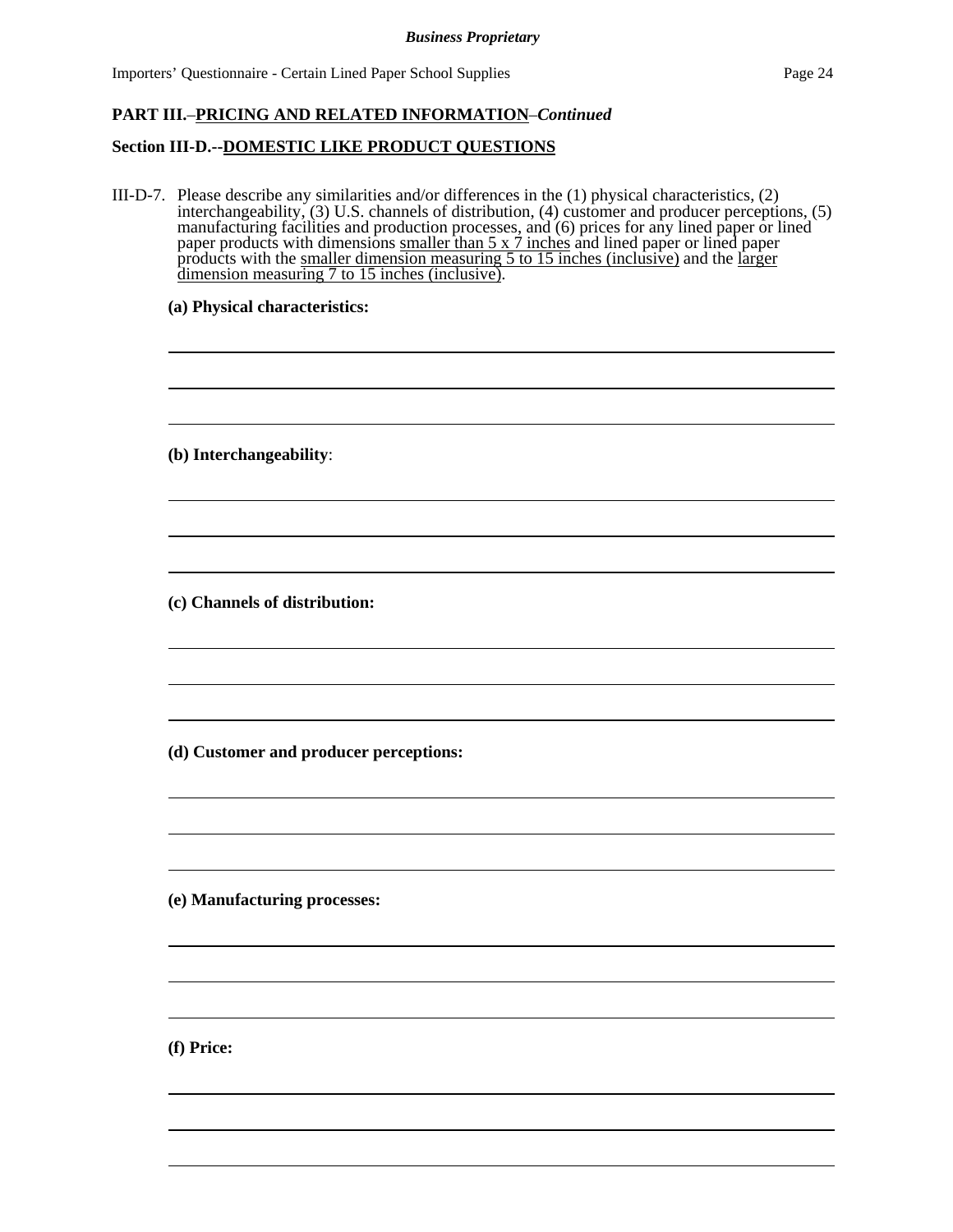**PART III.–PRICING AND RELATED INFORMATION–*Continued***

**Section III-D.--DOMESTIC LIKE PRODUCT QUESTIONS**

III-D-7. Please describe any similarities and/or differences in the (1) physical characteristics, (2) interchangeability, (3) U.S. channels of distribution, (4) customer and producer perceptions, (5) manufacturing facilities and production processes, and (6) prices for any lined paper or lined paper products with dimensions smaller than 5 x 7 inches and lined paper or lined paper products with the smaller dimension measuring 5 to 15 inches (inclusive) and the larger dimension measuring 7 to 15 inches (inclusive).

**(a) Physical characteristics:**

**(b) Interchangeability**:

**(c) Channels of distribution:**

**(d) Customer and producer perceptions:**

**(e) Manufacturing processes:**

**(f) Price:**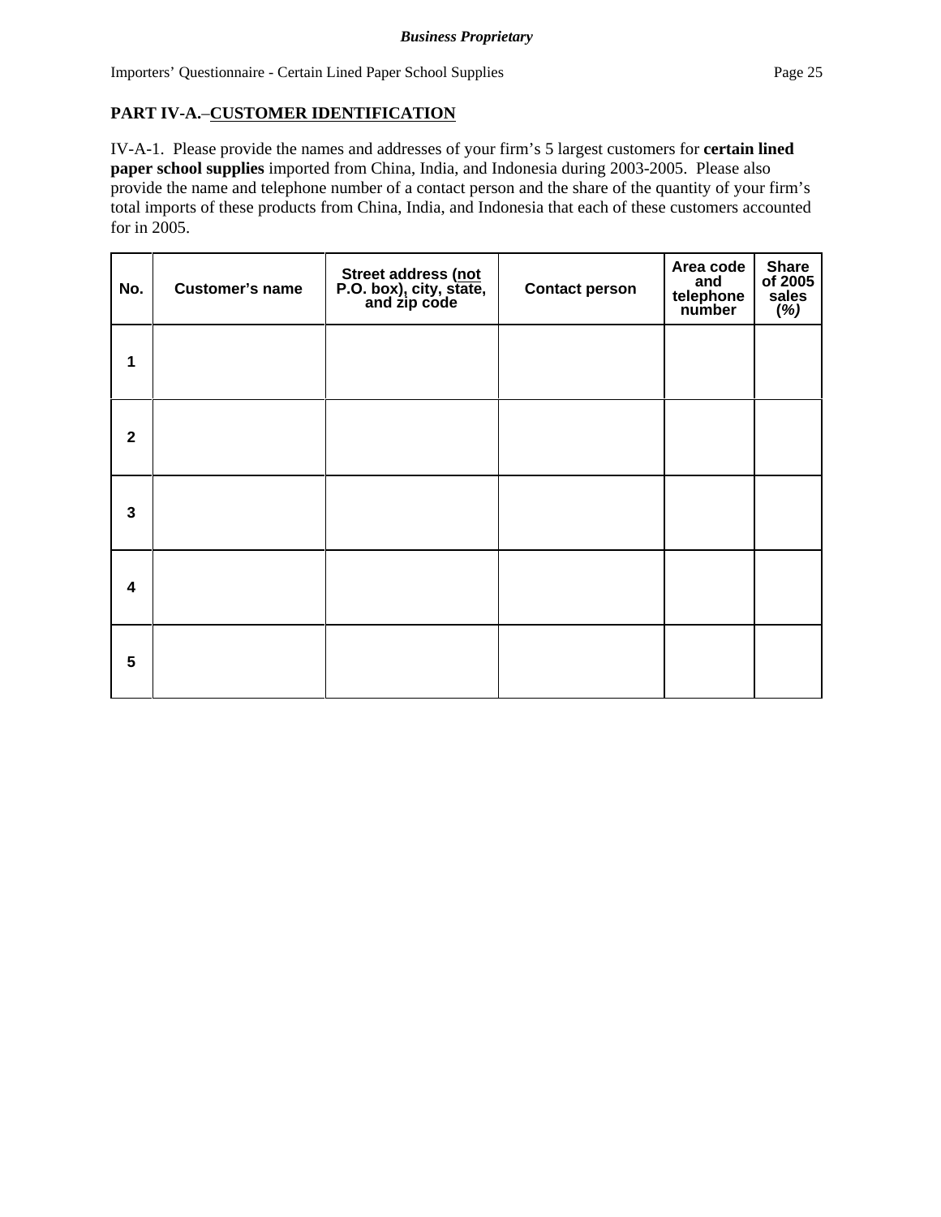## PART IV-A.–CUSTOMER IDENTIFICATION

IV-A-1. Please provide the names and addresses of your firm's 5 largest customers for **certain lined paper school supplies** imported from China, India, and Indonesia during 2003-2005. Please also provide the name and telephone number of a contact person and the share of the quantity of your firm's total imports of these products from China, India, and Indonesia that each of these customers accounted for in 2005.

| No. | Customer's name | Street address (not P.O. box), city, state, and zip code | Contact person | Area code and telephone number | Share of 2005 sales *(%)* |
|---|---|---|---|---|---|
| 1 | | | | | |
| 2 | | | | | |
| 3 | | | | | |
| 4 | | | | | |
| 5 | | | | | |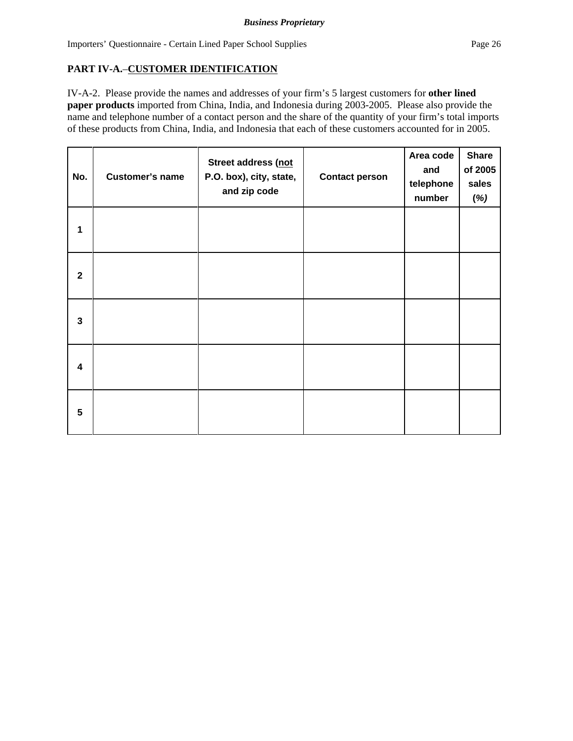**PART IV-A.–CUSTOMER IDENTIFICATION**

IV-A-2. Please provide the names and addresses of your firm's 5 largest customers for **other lined paper products** imported from China, India, and Indonesia during 2003-2005. Please also provide the name and telephone number of a contact person and the share of the quantity of your firm's total imports of these products from China, India, and Indonesia that each of these customers accounted for in 2005.

| No. | Customer's name | Street address (not P.O. box), city, state, and zip code | Contact person | Area code and telephone number | Share of 2005 sales (%) |
|---|---|---|---|---|---|
| 1 | | | | | |
| 2 | | | | | |
| 3 | | | | | |
| 4 | | | | | |
| 5 | | | | | |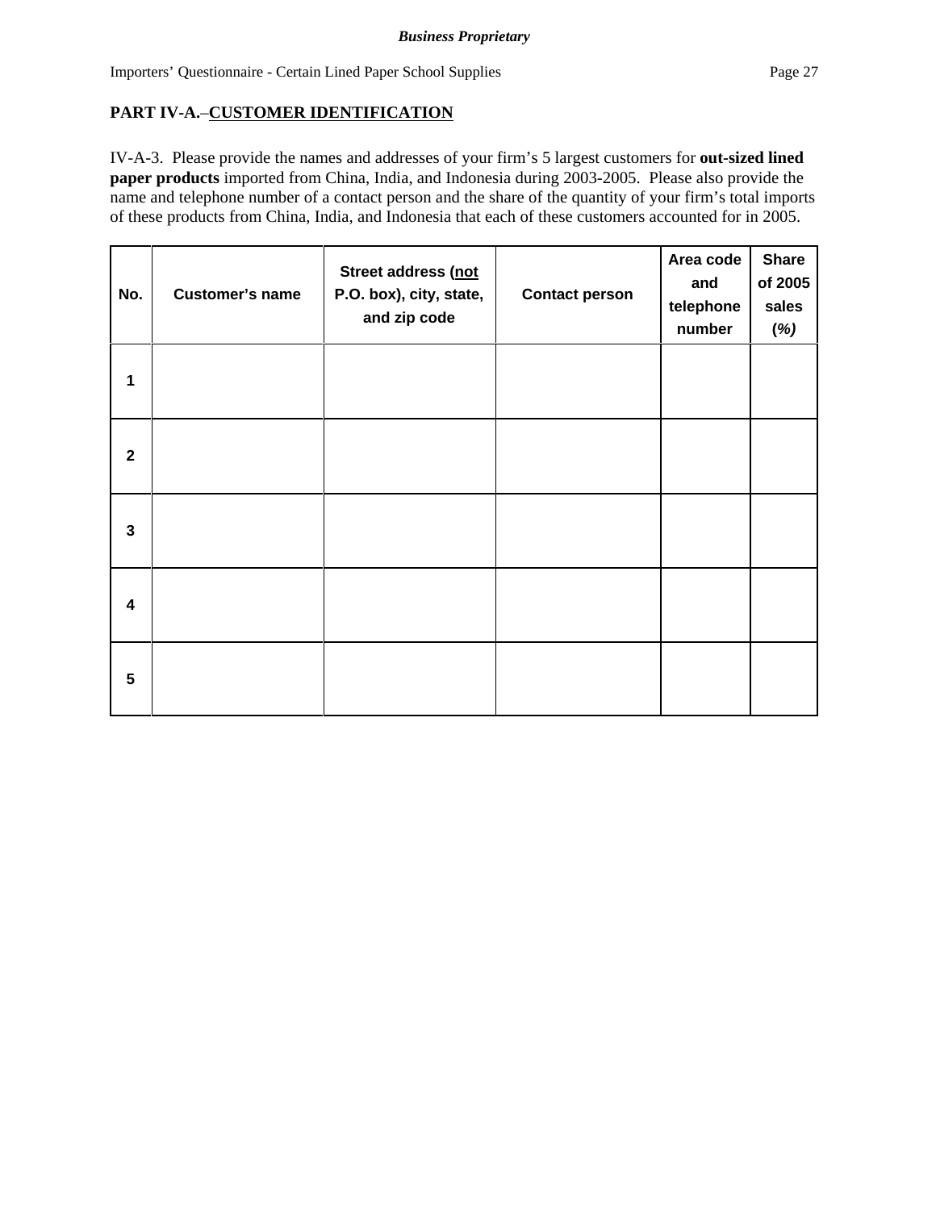## PART IV-A.–CUSTOMER IDENTIFICATION

IV-A-3. Please provide the names and addresses of your firm's 5 largest customers for **out-sized lined paper products** imported from China, India, and Indonesia during 2003-2005. Please also provide the name and telephone number of a contact person and the share of the quantity of your firm's total imports of these products from China, India, and Indonesia that each of these customers accounted for in 2005.

| No. | Customer's name | Street address (not P.O. box), city, state, and zip code | Contact person | Area code and telephone number | Share of 2005 sales (%) |
|---|---|---|---|---|---|
| 1 | | | | | |
| 2 | | | | | |
| 3 | | | | | |
| 4 | | | | | |
| 5 | | | | | |